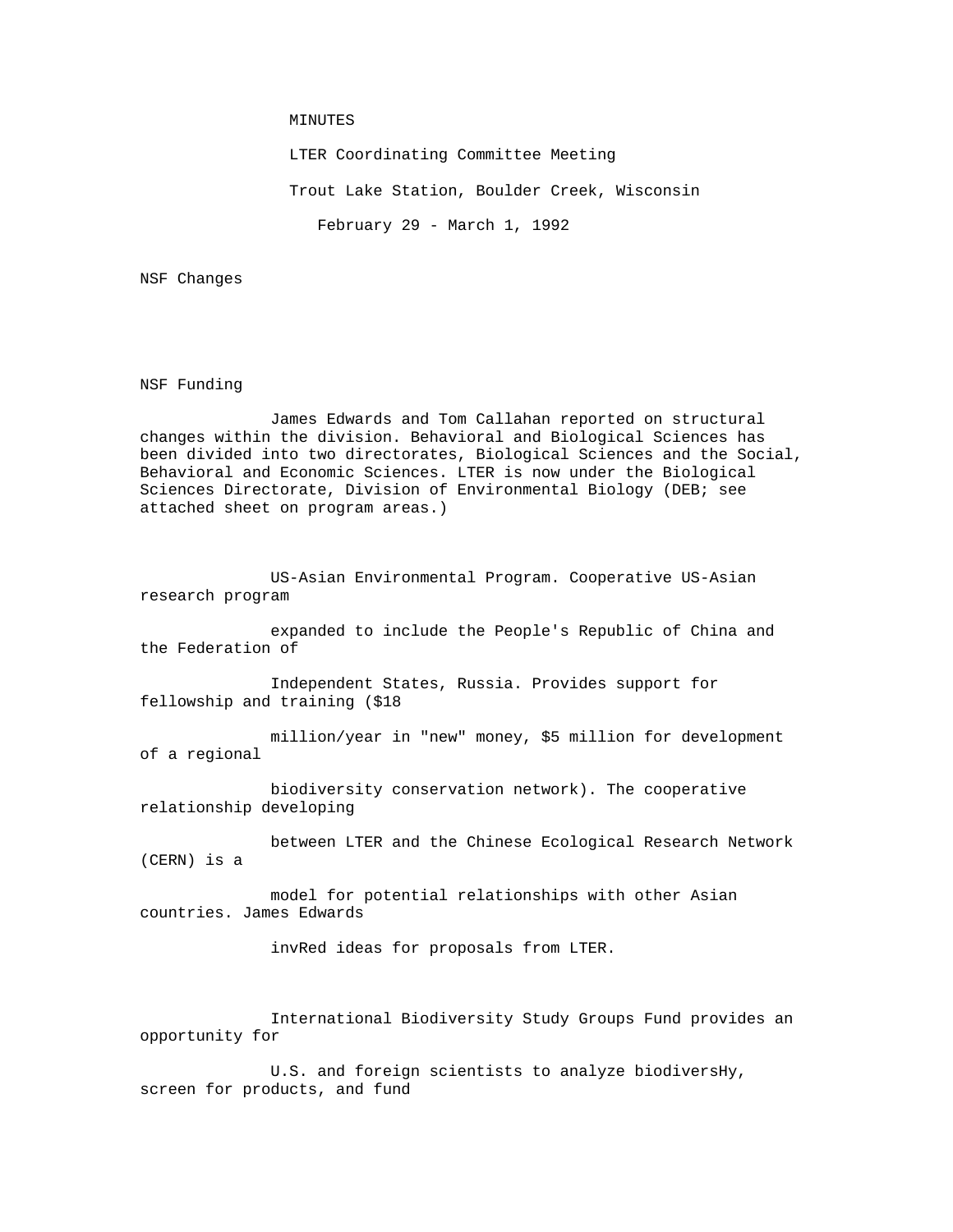MINUTES

LTER Coordinating Committee Meeting

Trout Lake Station, Boulder Creek, Wisconsin

February 29 - March 1, 1992

NSF Changes

NSF Funding

James Edwards and Tom Callahan reported on structural changes within the division. Behavioral and Biological Sciences has been divided into two directorates, Biological Sciences and the Social, Behavioral and Economic Sciences. LTER is now under the Biological Sciences Directorate, Division of Environmental Biology (DEB; see attached sheet on program areas.)

US-Asian Environmental Program. Cooperative US-Asian research program expanded to include the People's Republic of China and the Federation of Independent States, Russia. Provides support for fellowship and training ($18 million/year in "new" money, $5 million for development of a regional biodiversity conservation network). The cooperative relationship developing between LTER and the Chinese Ecological Research Network (CERN) is a model for potential relationships with other Asian countries. James Edwards invRed ideas for proposals from LTER.

International Biodiversity Study Groups Fund provides an opportunity for U.S. and foreign scientists to analyze biodiversHy, screen for products, and fund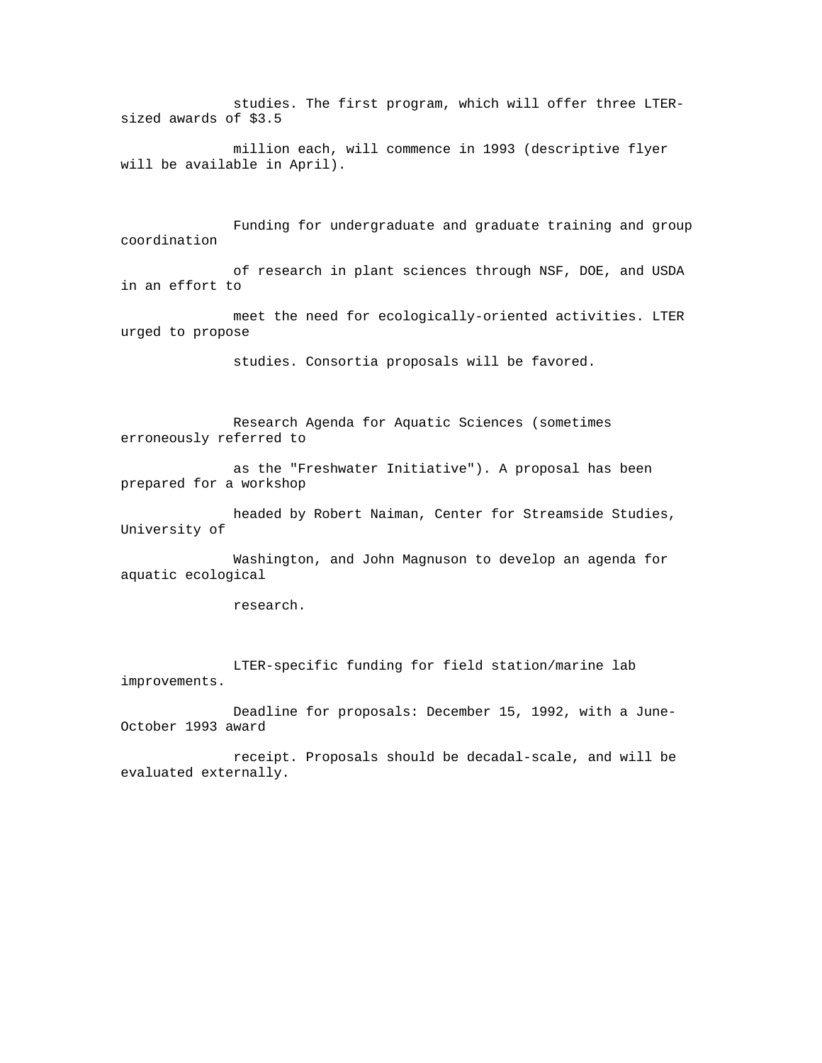studies. The first program, which will offer three LTER-sized awards of $3.5 million each, will commence in 1993 (descriptive flyer will be available in April).

Funding for undergraduate and graduate training and group coordination of research in plant sciences through NSF, DOE, and USDA in an effort to meet the need for ecologically-oriented activities. LTER urged to propose studies. Consortia proposals will be favored.

Research Agenda for Aquatic Sciences (sometimes erroneously referred to as the "Freshwater Initiative"). A proposal has been prepared for a workshop headed by Robert Naiman, Center for Streamside Studies, University of Washington, and John Magnuson to develop an agenda for aquatic ecological research.

LTER-specific funding for field station/marine lab improvements. Deadline for proposals: December 15, 1992, with a June-October 1993 award receipt. Proposals should be decadal-scale, and will be evaluated externally.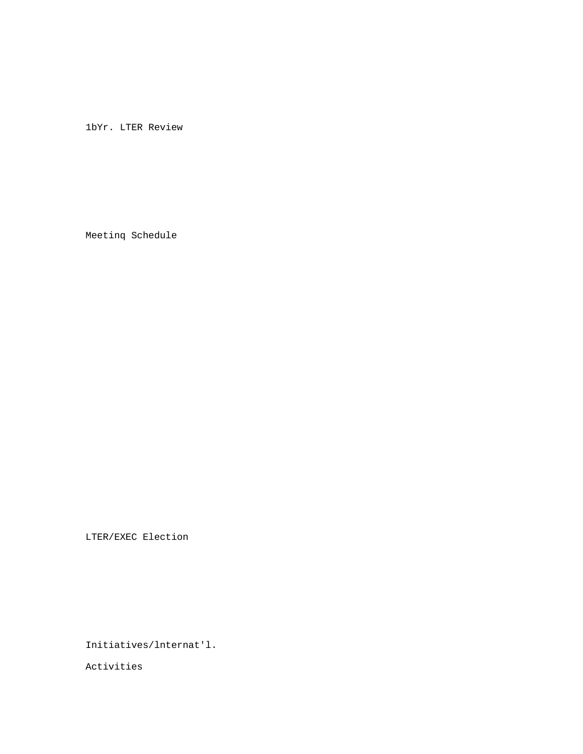1bYr. LTER Review

Meetinq Schedule

LTER/EXEC Election

Initiatives/lnternat'l.

Activities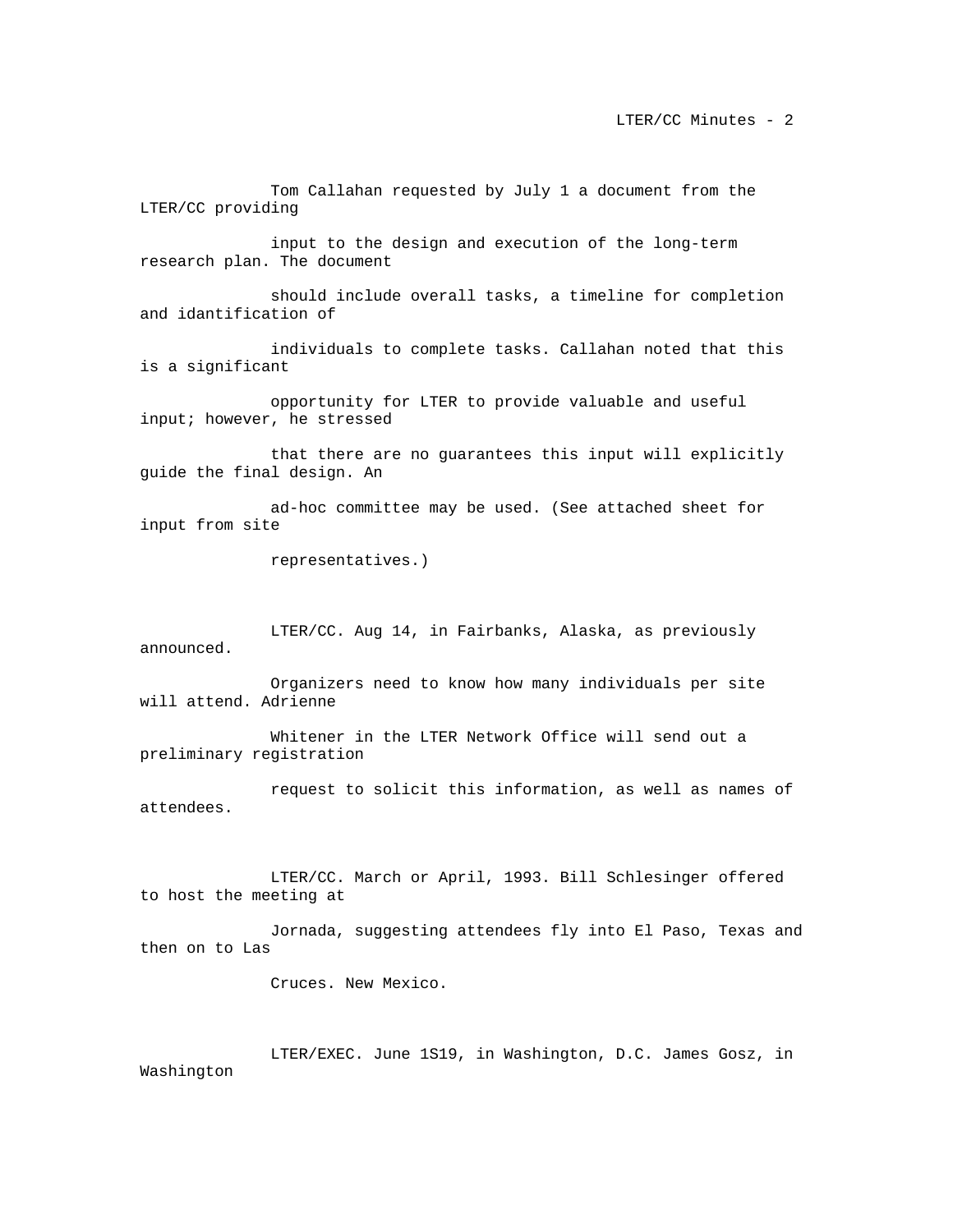Tom Callahan requested by July 1 a document from the LTER/CC providing input to the design and execution of the long-term research plan. The document should include overall tasks, a timeline for completion and idantification of individuals to complete tasks. Callahan noted that this is a significant opportunity for LTER to provide valuable and useful input; however, he stressed that there are no guarantees this input will explicitly guide the final design. An ad-hoc committee may be used. (See attached sheet for input from site representatives.)

LTER/CC. Aug 14, in Fairbanks, Alaska, as previously announced. Organizers need to know how many individuals per site will attend. Adrienne Whitener in the LTER Network Office will send out a preliminary registration request to solicit this information, as well as names of attendees.

LTER/CC. March or April, 1993. Bill Schlesinger offered to host the meeting at Jornada, suggesting attendees fly into El Paso, Texas and then on to Las Cruces. New Mexico.

LTER/EXEC. June 1S19, in Washington, D.C. James Gosz, in Washington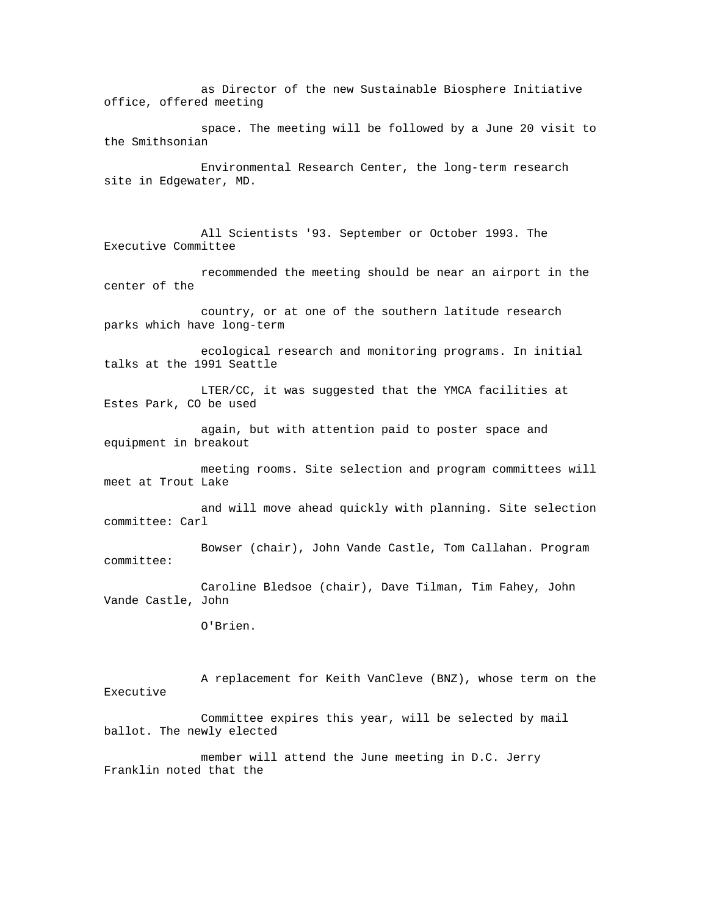as Director of the new Sustainable Biosphere Initiative office, offered meeting space. The meeting will be followed by a June 20 visit to the Smithsonian Environmental Research Center, the long-term research site in Edgewater, MD.

All Scientists '93. September or October 1993. The Executive Committee recommended the meeting should be near an airport in the center of the country, or at one of the southern latitude research parks which have long-term ecological research and monitoring programs. In initial talks at the 1991 Seattle LTER/CC, it was suggested that the YMCA facilities at Estes Park, CO be used again, but with attention paid to poster space and equipment in breakout meeting rooms. Site selection and program committees will meet at Trout Lake and will move ahead quickly with planning. Site selection committee: Carl Bowser (chair), John Vande Castle, Tom Callahan. Program committee: Caroline Bledsoe (chair), Dave Tilman, Tim Fahey, John Vande Castle, John O'Brien.

A replacement for Keith VanCleve (BNZ), whose term on the Executive Committee expires this year, will be selected by mail ballot. The newly elected member will attend the June meeting in D.C. Jerry Franklin noted that the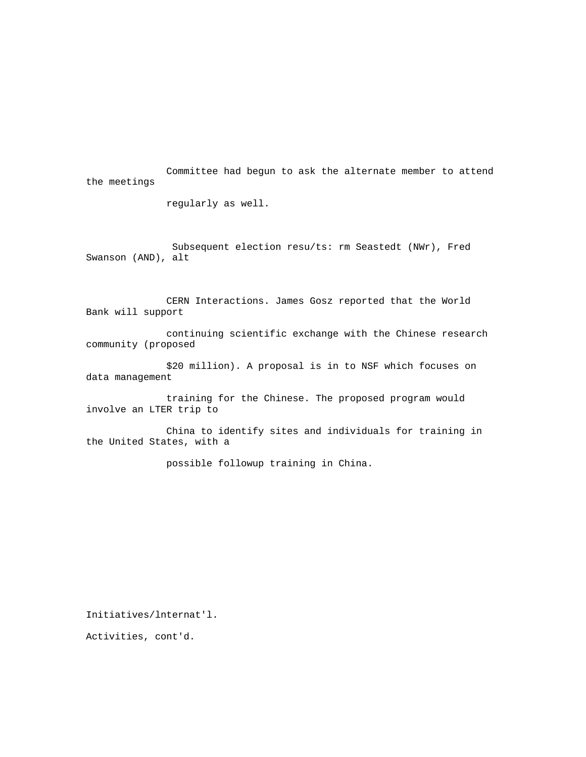Committee had begun to ask the alternate member to attend the meetings regularly as well.

Subsequent election resu/ts: rm Seastedt (NWr), Fred Swanson (AND), alt

CERN Interactions. James Gosz reported that the World Bank will support continuing scientific exchange with the Chinese research community (proposed $20 million). A proposal is in to NSF which focuses on data management training for the Chinese. The proposed program would involve an LTER trip to China to identify sites and individuals for training in the United States, with a possible followup training in China.

Initiatives/lnternat'l.

Activities, cont'd.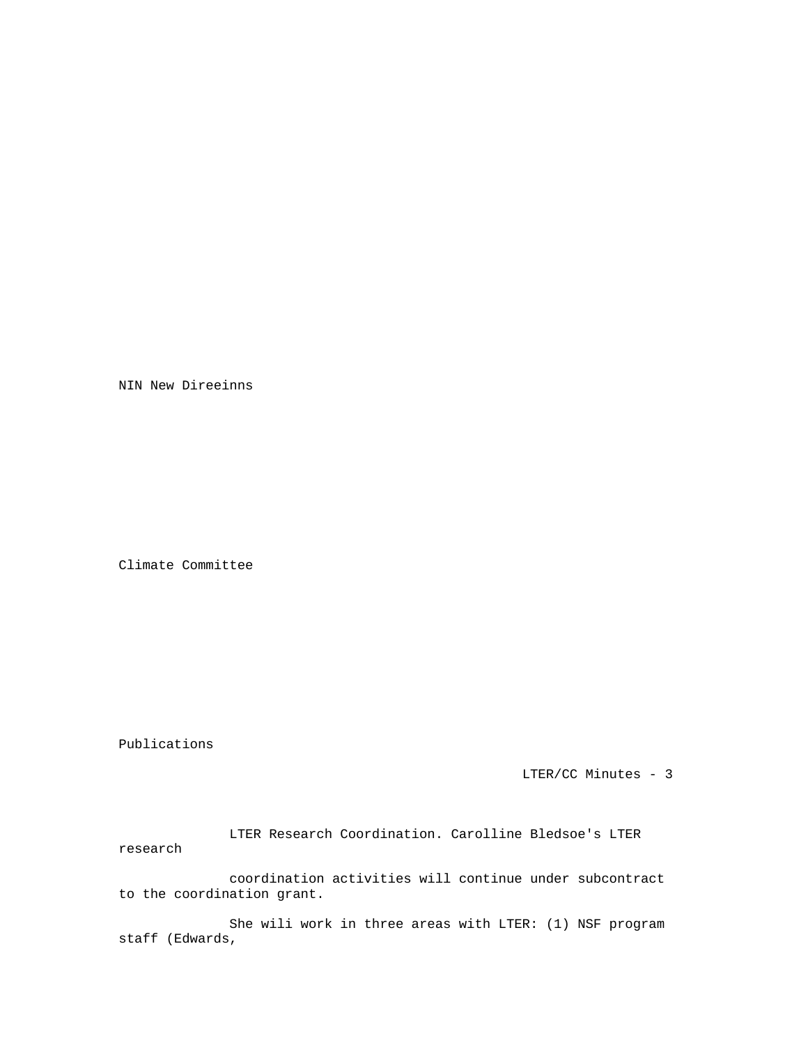NIN New Direeinns

Climate Committee

Publications

LTER Research Coordination. Carolline Bledsoe's LTER research

coordination activities will continue under subcontract to the coordination grant.

She wili work in three areas with LTER: (1) NSF program staff (Edwards,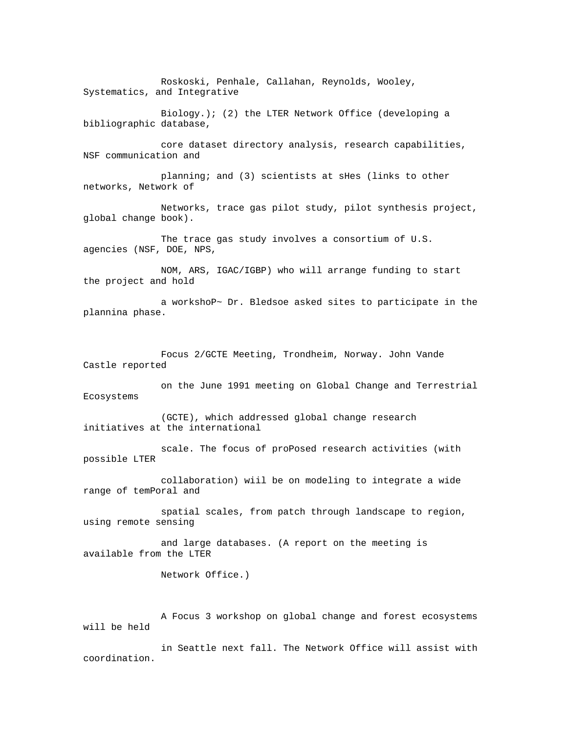Roskoski, Penhale, Callahan, Reynolds, Wooley, Systematics, and Integrative Biology.); (2) the LTER Network Office (developing a bibliographic database, core dataset directory analysis, research capabilities, NSF communication and planning; and (3) scientists at sHes (links to other networks, Network of Networks, trace gas pilot study, pilot synthesis project, global change book).

The trace gas study involves a consortium of U.S. agencies (NSF, DOE, NPS, NOM, ARS, IGAC/IGBP) who will arrange funding to start the project and hold a workshoP~ Dr. Bledsoe asked sites to participate in the plannina phase.

Focus 2/GCTE Meeting, Trondheim, Norway. John Vande Castle reported on the June 1991 meeting on Global Change and Terrestrial Ecosystems (GCTE), which addressed global change research initiatives at the international scale. The focus of proPosed research activities (with possible LTER collaboration) wiil be on modeling to integrate a wide range of temPoral and spatial scales, from patch through landscape to region, using remote sensing and large databases. (A report on the meeting is available from the LTER Network Office.)

A Focus 3 workshop on global change and forest ecosystems will be held in Seattle next fall. The Network Office will assist with coordination.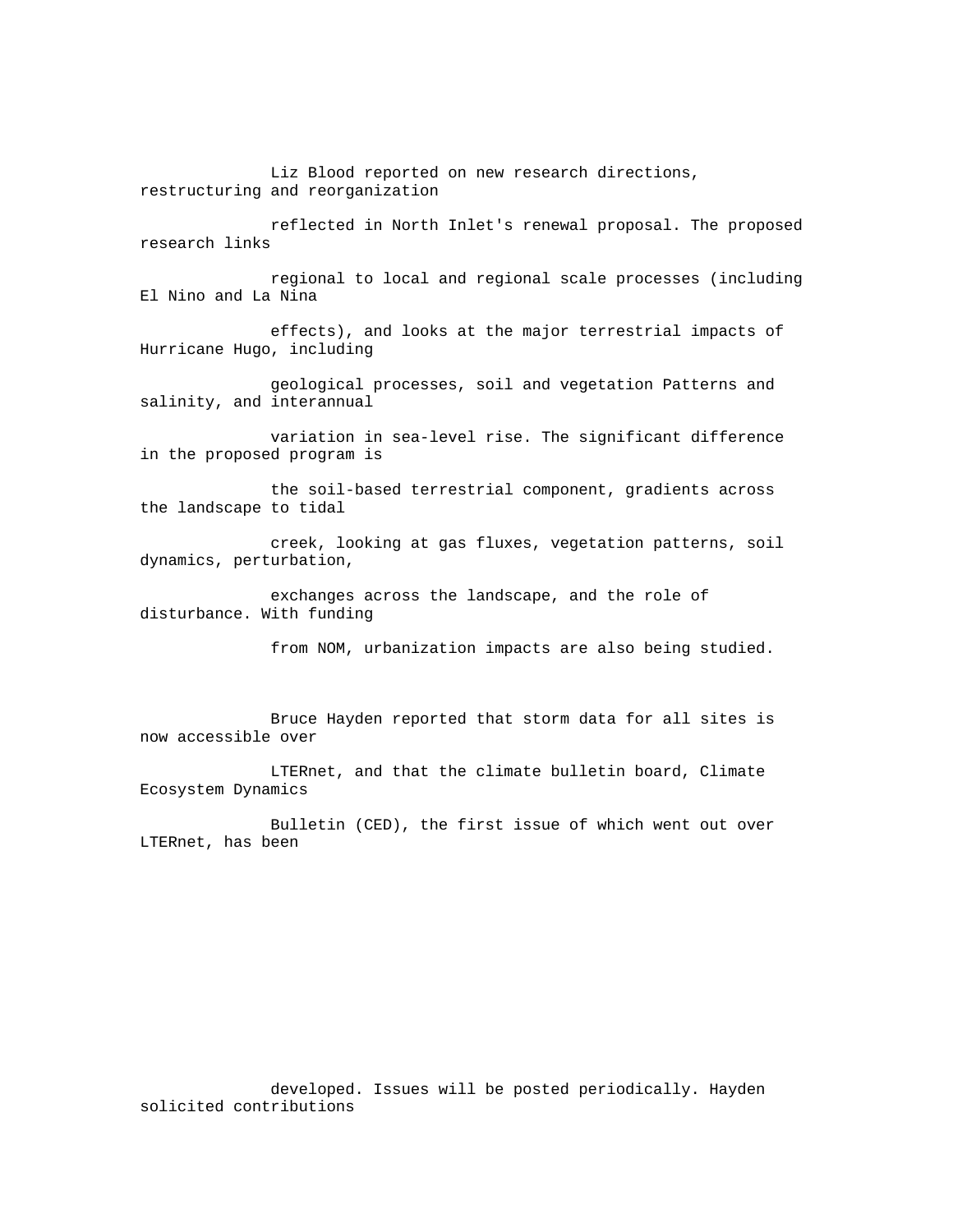Liz Blood reported on new research directions, restructuring and reorganization reflected in North Inlet's renewal proposal. The proposed research links regional to local and regional scale processes (including El Nino and La Nina effects), and looks at the major terrestrial impacts of Hurricane Hugo, including geological processes, soil and vegetation Patterns and salinity, and interannual variation in sea-level rise. The significant difference in the proposed program is the soil-based terrestrial component, gradients across the landscape to tidal creek, looking at gas fluxes, vegetation patterns, soil dynamics, perturbation, exchanges across the landscape, and the role of disturbance. With funding from NOM, urbanization impacts are also being studied.

Bruce Hayden reported that storm data for all sites is now accessible over LTERnet, and that the climate bulletin board, Climate Ecosystem Dynamics Bulletin (CED), the first issue of which went out over LTERnet, has been developed. Issues will be posted periodically. Hayden solicited contributions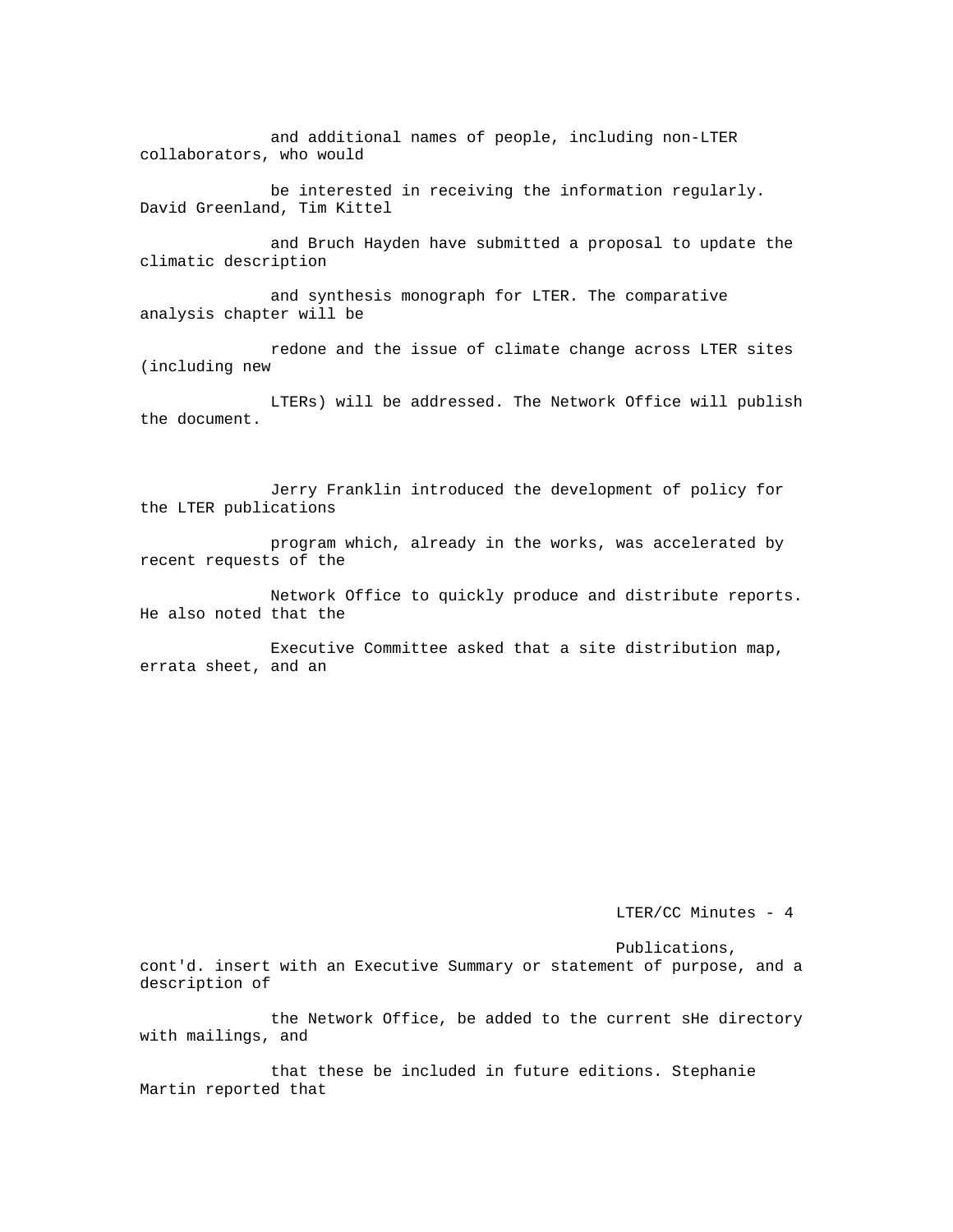and additional names of people, including non-LTER collaborators, who would be interested in receiving the information regularly. David Greenland, Tim Kittel and Bruch Hayden have submitted a proposal to update the climatic description and synthesis monograph for LTER. The comparative analysis chapter will be redone and the issue of climate change across LTER sites (including new LTERs) will be addressed. The Network Office will publish the document.

Jerry Franklin introduced the development of policy for the LTER publications program which, already in the works, was accelerated by recent requests of the Network Office to quickly produce and distribute reports. He also noted that the Executive Committee asked that a site distribution map, errata sheet, and an

Publications, cont'd. insert with an Executive Summary or statement of purpose, and a description of the Network Office, be added to the current sHe directory with mailings, and that these be included in future editions. Stephanie Martin reported that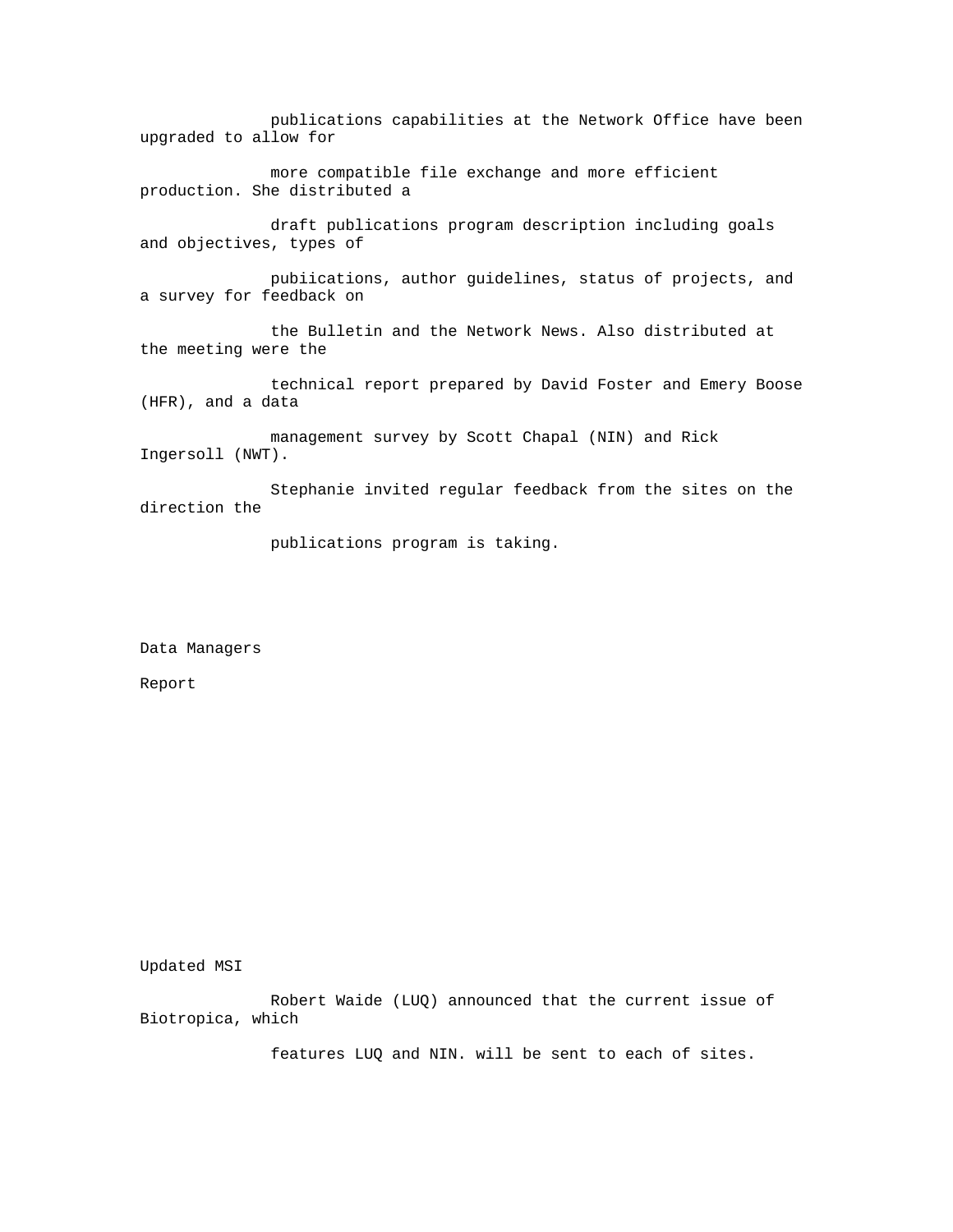publications capabilities at the Network Office have been upgraded to allow for more compatible file exchange and more efficient production. She distributed a draft publications program description including goals and objectives, types of pubiications, author guidelines, status of projects, and a survey for feedback on the Bulletin and the Network News. Also distributed at the meeting were the technical report prepared by David Foster and Emery Boose (HFR), and a data management survey by Scott Chapal (NIN) and Rick Ingersoll (NWT).

Stephanie invited regular feedback from the sites on the direction the publications program is taking.

Data Managers

Report

Updated MSI

Robert Waide (LUQ) announced that the current issue of Biotropica, which features LUQ and NIN. will be sent to each of sites.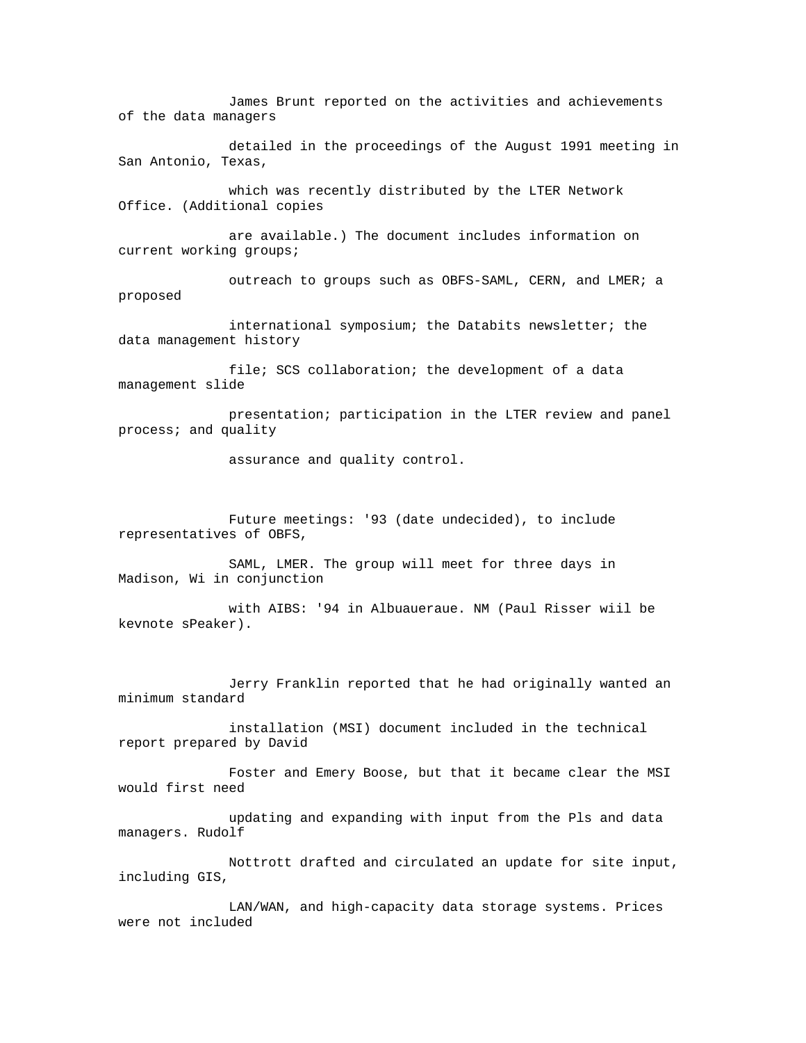James Brunt reported on the activities and achievements of the data managers detailed in the proceedings of the August 1991 meeting in San Antonio, Texas, which was recently distributed by the LTER Network Office. (Additional copies are available.) The document includes information on current working groups; outreach to groups such as OBFS-SAML, CERN, and LMER; a proposed international symposium; the Databits newsletter; the data management history file; SCS collaboration; the development of a data management slide presentation; participation in the LTER review and panel process; and quality assurance and quality control.

Future meetings: '93 (date undecided), to include representatives of OBFS, SAML, LMER. The group will meet for three days in Madison, Wi in conjunction with AIBS: '94 in Albuaueraue. NM (Paul Risser wiil be kevnote sPeaker).

Jerry Franklin reported that he had originally wanted an minimum standard installation (MSI) document included in the technical report prepared by David Foster and Emery Boose, but that it became clear the MSI would first need updating and expanding with input from the Pls and data managers. Rudolf Nottrott drafted and circulated an update for site input, including GIS, LAN/WAN, and high-capacity data storage systems. Prices were not included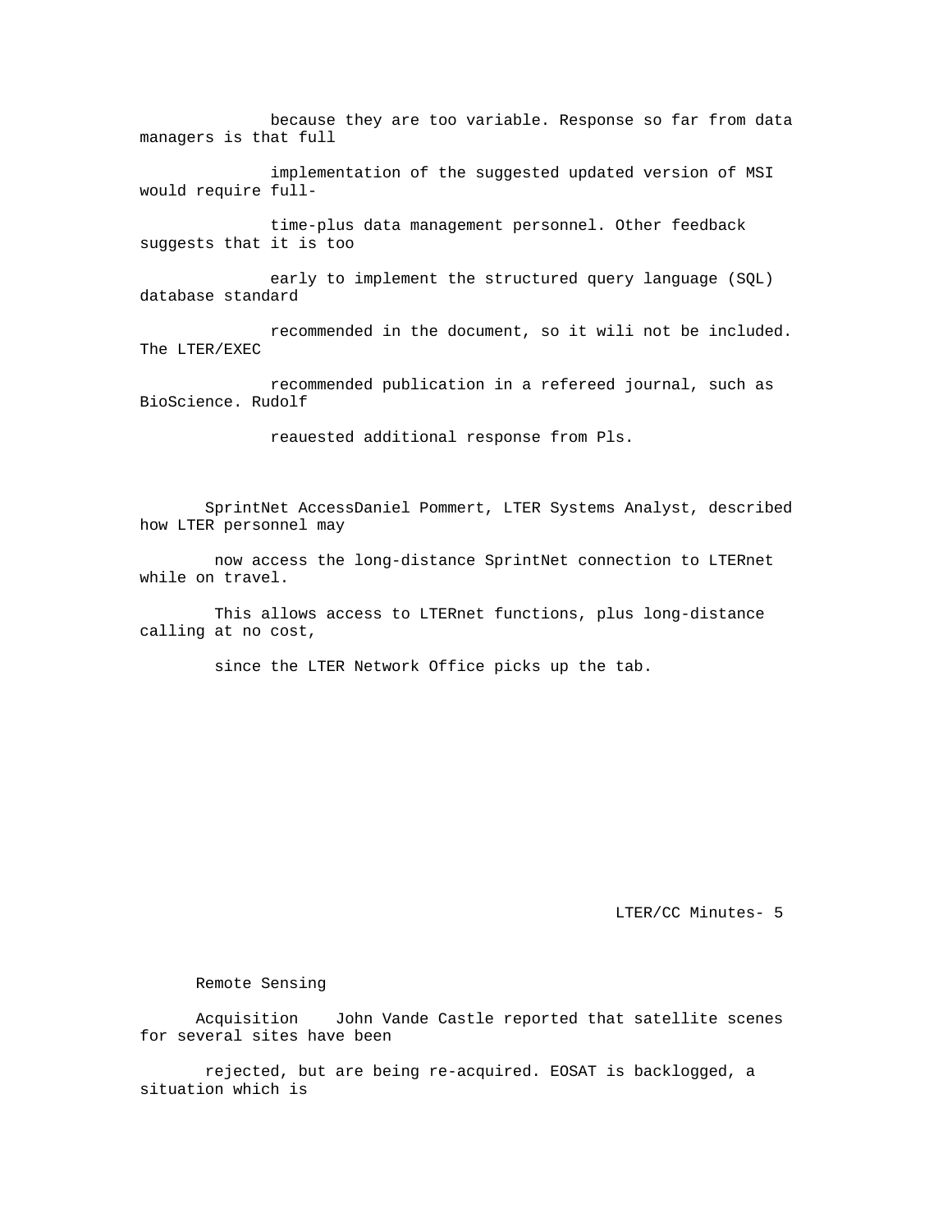because they are too variable. Response so far from data managers is that full implementation of the suggested updated version of MSI would require full-time-plus data management personnel. Other feedback suggests that it is too early to implement the structured query language (SQL) database standard recommended in the document, so it wili not be included. The LTER/EXEC recommended publication in a refereed journal, such as BioScience. Rudolf reauested additional response from Pls.

SprintNet AccessDaniel Pommert, LTER Systems Analyst, described how LTER personnel may now access the long-distance SprintNet connection to LTERnet while on travel. This allows access to LTERnet functions, plus long-distance calling at no cost, since the LTER Network Office picks up the tab.

Remote Sensing

Acquisition John Vande Castle reported that satellite scenes for several sites have been rejected, but are being re-acquired. EOSAT is backlogged, a situation which is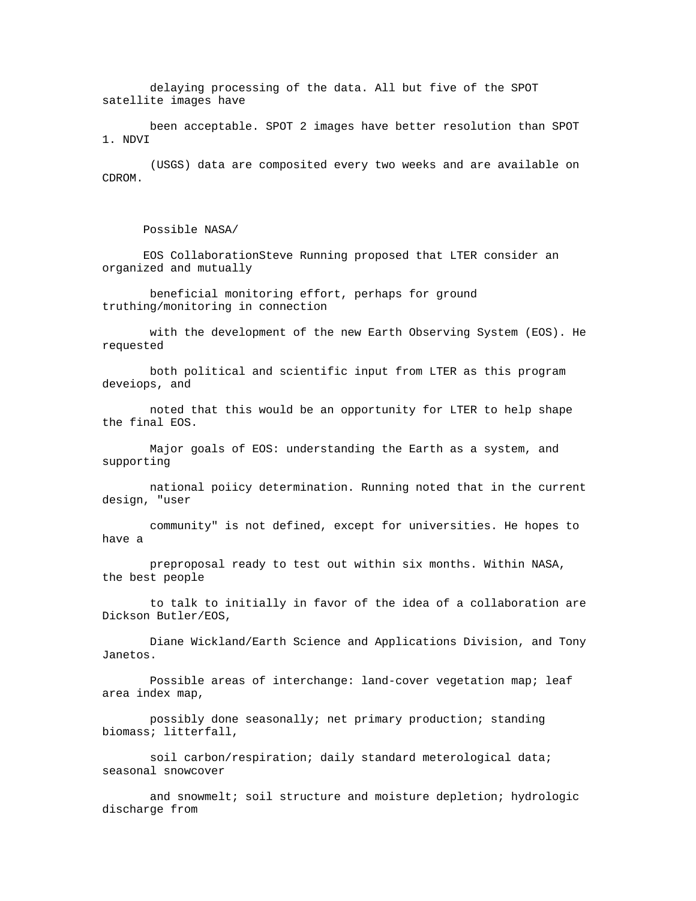delaying processing of the data. All but five of the SPOT satellite images have been acceptable. SPOT 2 images have better resolution than SPOT 1. NDVI (USGS) data are composited every two weeks and are available on CDROM.

## Possible NASA/EOS Collaboration

Steve Running proposed that LTER consider an organized and mutually beneficial monitoring effort, perhaps for ground truthing/monitoring in connection with the development of the new Earth Observing System (EOS). He requested both political and scientific input from LTER as this program deveiops, and noted that this would be an opportunity for LTER to help shape the final EOS.

Major goals of EOS: understanding the Earth as a system, and supporting national poiicy determination. Running noted that in the current design, "user community" is not defined, except for universities. He hopes to have a preproposal ready to test out within six months. Within NASA, the best people to talk to initially in favor of the idea of a collaboration are Dickson Butler/EOS, Diane Wickland/Earth Science and Applications Division, and Tony Janetos.

Possible areas of interchange: land-cover vegetation map; leaf area index map, possibly done seasonally; net primary production; standing biomass; litterfall, soil carbon/respiration; daily standard meterological data; seasonal snowcover and snowmelt; soil structure and moisture depletion; hydrologic discharge from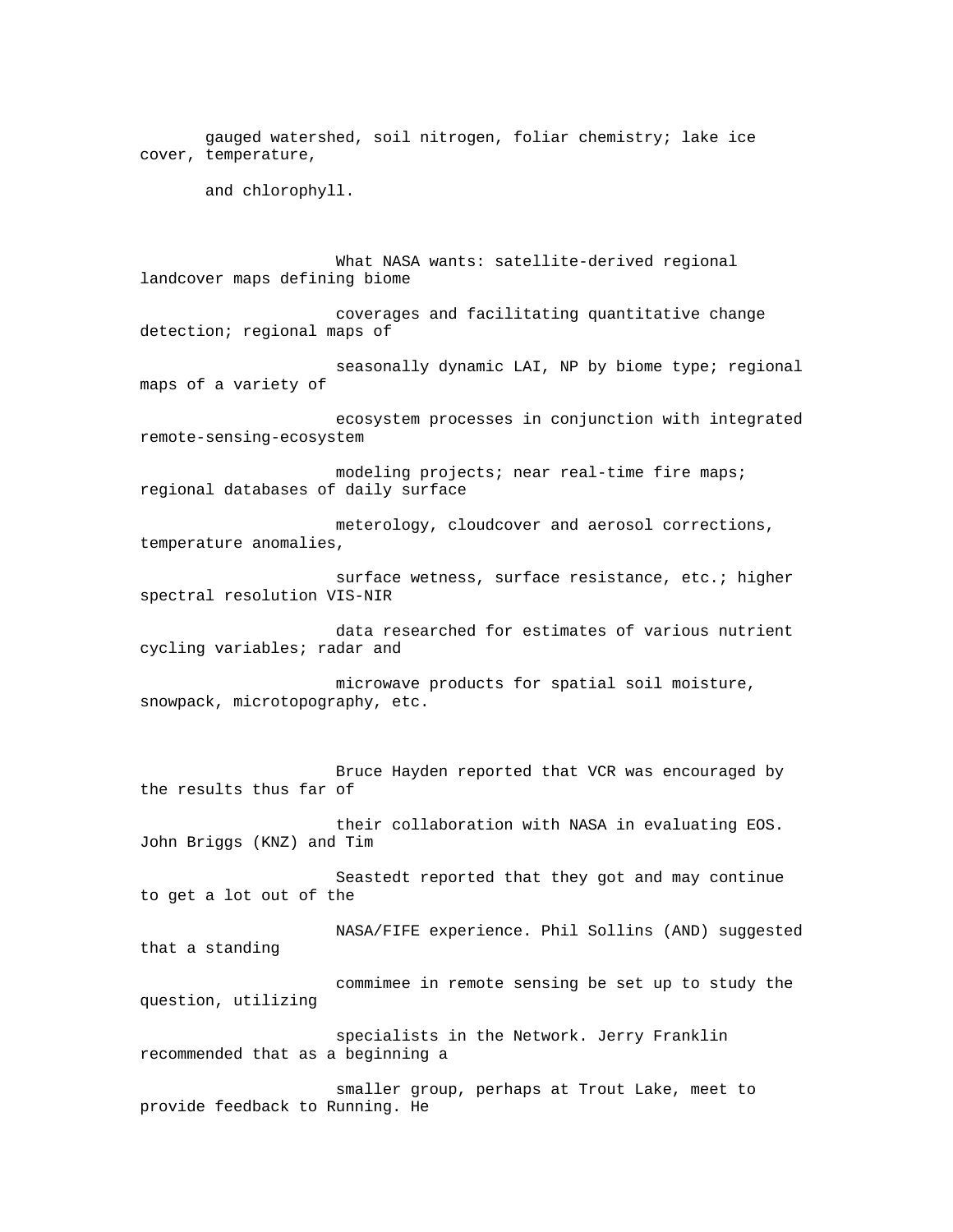gauged watershed, soil nitrogen, foliar chemistry; lake ice cover, temperature, and chlorophyll.

What NASA wants: satellite-derived regional landcover maps defining biome coverages and facilitating quantitative change detection; regional maps of seasonally dynamic LAI, NP by biome type; regional maps of a variety of ecosystem processes in conjunction with integrated remote-sensing-ecosystem modeling projects; near real-time fire maps; regional databases of daily surface meterology, cloudcover and aerosol corrections, temperature anomalies, surface wetness, surface resistance, etc.; higher spectral resolution VIS-NIR data researched for estimates of various nutrient cycling variables; radar and microwave products for spatial soil moisture, snowpack, microtopography, etc.

Bruce Hayden reported that VCR was encouraged by the results thus far of their collaboration with NASA in evaluating EOS. John Briggs (KNZ) and Tim Seastedt reported that they got and may continue to get a lot out of the NASA/FIFE experience. Phil Sollins (AND) suggested that a standing commimee in remote sensing be set up to study the question, utilizing specialists in the Network. Jerry Franklin recommended that as a beginning a smaller group, perhaps at Trout Lake, meet to provide feedback to Running. He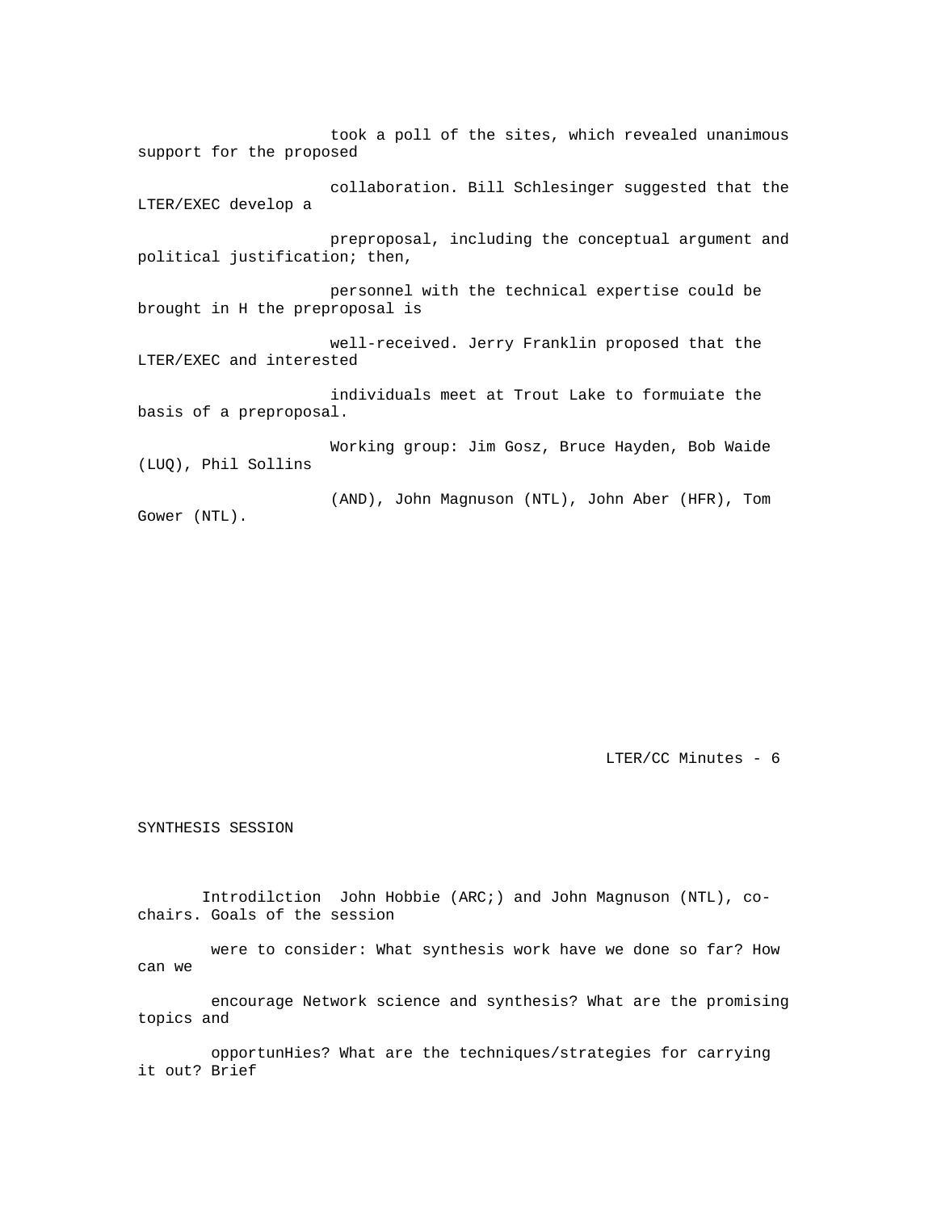took a poll of the sites, which revealed unanimous support for the proposed collaboration. Bill Schlesinger suggested that the LTER/EXEC develop a preproposal, including the conceptual argument and political justification; then, personnel with the technical expertise could be brought in H the preproposal is well-received. Jerry Franklin proposed that the LTER/EXEC and interested individuals meet at Trout Lake to formuiate the basis of a preproposal.

Working group: Jim Gosz, Bruce Hayden, Bob Waide (LUQ), Phil Sollins (AND), John Magnuson (NTL), John Aber (HFR), Tom Gower (NTL).

SYNTHESIS SESSION

Introdilction John Hobbie (ARC;) and John Magnuson (NTL), co-chairs. Goals of the session were to consider: What synthesis work have we done so far? How can we encourage Network science and synthesis? What are the promising topics and opportunHies? What are the techniques/strategies for carrying it out? Brief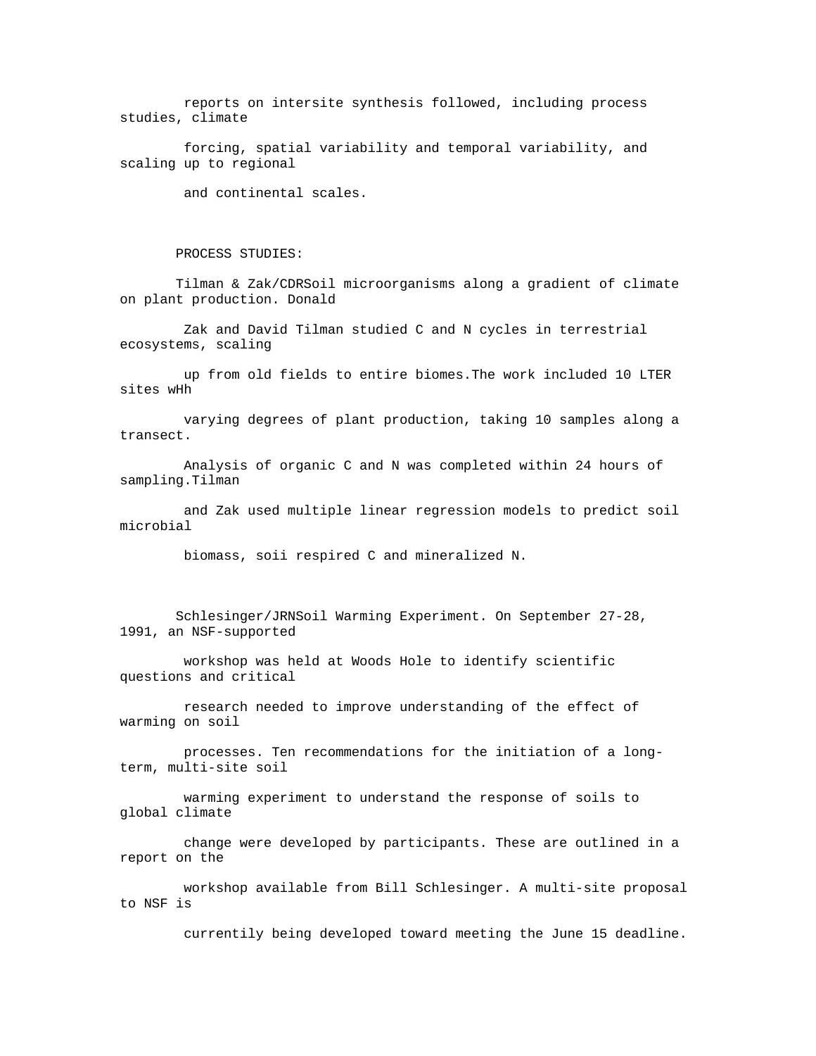reports on intersite synthesis followed, including process studies, climate forcing, spatial variability and temporal variability, and scaling up to regional and continental scales.

PROCESS STUDIES:

Tilman & Zak/CDRSoil microorganisms along a gradient of climate on plant production. Donald Zak and David Tilman studied C and N cycles in terrestrial ecosystems, scaling up from old fields to entire biomes.The work included 10 LTER sites wHh varying degrees of plant production, taking 10 samples along a transect. Analysis of organic C and N was completed within 24 hours of sampling.Tilman and Zak used multiple linear regression models to predict soil microbial biomass, soii respired C and mineralized N.

Schlesinger/JRNSoil Warming Experiment. On September 27-28, 1991, an NSF-supported workshop was held at Woods Hole to identify scientific questions and critical research needed to improve understanding of the effect of warming on soil processes. Ten recommendations for the initiation of a long-term, multi-site soil warming experiment to understand the response of soils to global climate change were developed by participants. These are outlined in a report on the workshop available from Bill Schlesinger. A multi-site proposal to NSF is currentily being developed toward meeting the June 15 deadline.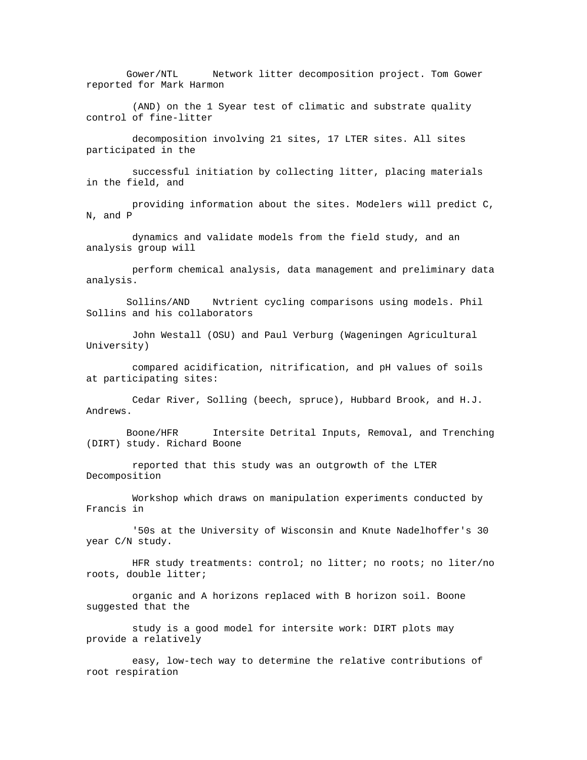Gower/NTL Network litter decomposition project. Tom Gower reported for Mark Harmon (AND) on the 1 Syear test of climatic and substrate quality control of fine-litter decomposition involving 21 sites, 17 LTER sites. All sites participated in the successful initiation by collecting litter, placing materials in the field, and providing information about the sites. Modelers will predict C, N, and P dynamics and validate models from the field study, and an analysis group will perform chemical analysis, data management and preliminary data analysis.

Sollins/AND Nvtrient cycling comparisons using models. Phil Sollins and his collaborators John Westall (OSU) and Paul Verburg (Wageningen Agricultural University) compared acidification, nitrification, and pH values of soils at participating sites: Cedar River, Solling (beech, spruce), Hubbard Brook, and H.J. Andrews.

Boone/HFR Intersite Detrital Inputs, Removal, and Trenching (DIRT) study. Richard Boone reported that this study was an outgrowth of the LTER Decomposition Workshop which draws on manipulation experiments conducted by Francis in '50s at the University of Wisconsin and Knute Nadelhoffer's 30 year C/N study. HFR study treatments: control; no litter; no roots; no liter/no roots, double litter; organic and A horizons replaced with B horizon soil. Boone suggested that the study is a good model for intersite work: DIRT plots may provide a relatively easy, low-tech way to determine the relative contributions of root respiration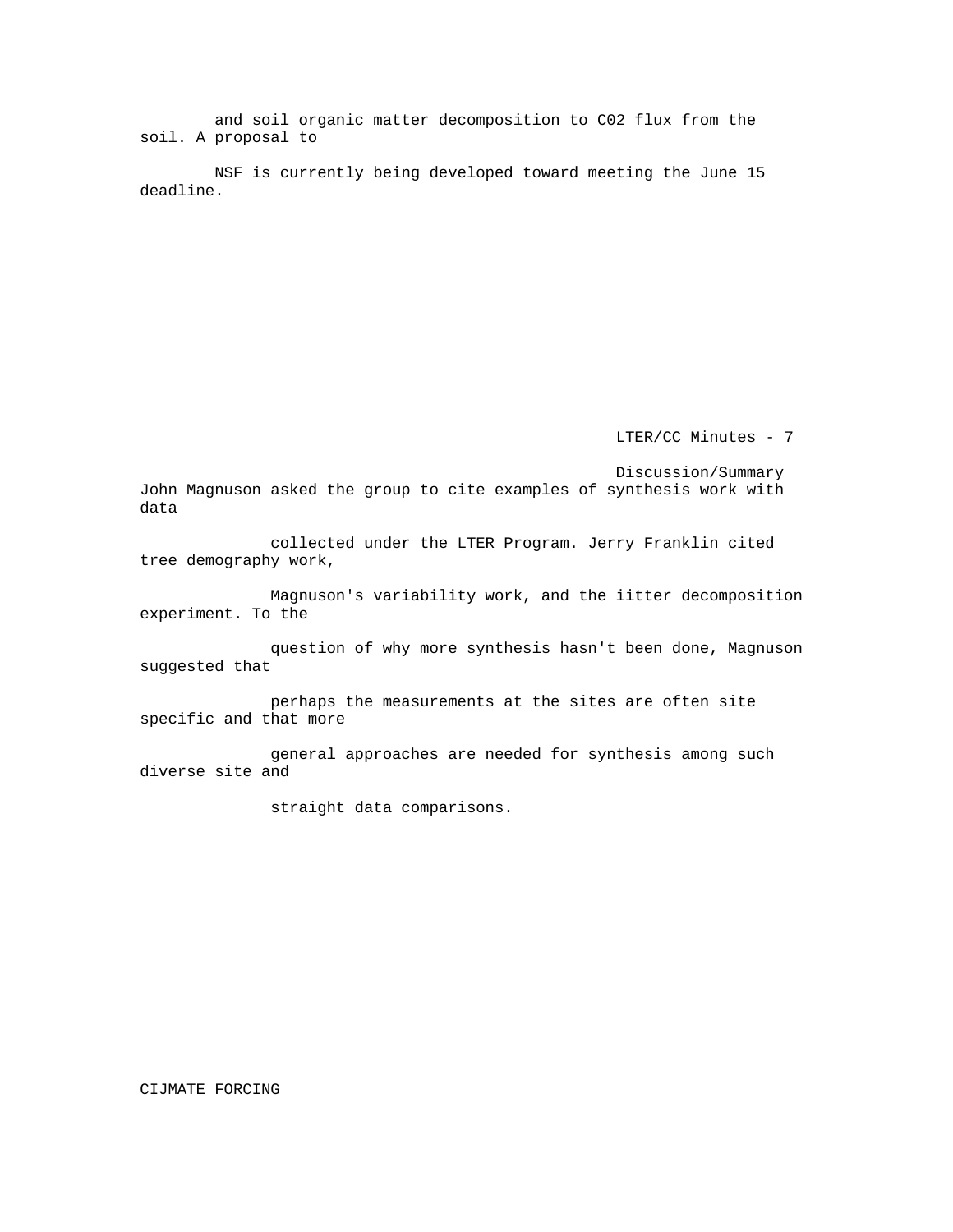and soil organic matter decomposition to $CO_2$ flux from the soil. A proposal to NSF is currently being developed toward meeting the June 15 deadline.

Discussion/Summary

John Magnuson asked the group to cite examples of synthesis work with data collected under the LTER Program. Jerry Franklin cited tree demography work, Magnuson's variability work, and the iitter decomposition experiment. To the question of why more synthesis hasn't been done, Magnuson suggested that perhaps the measurements at the sites are often site specific and that more general approaches are needed for synthesis among such diverse site and straight data comparisons.

CIJMATE FORCING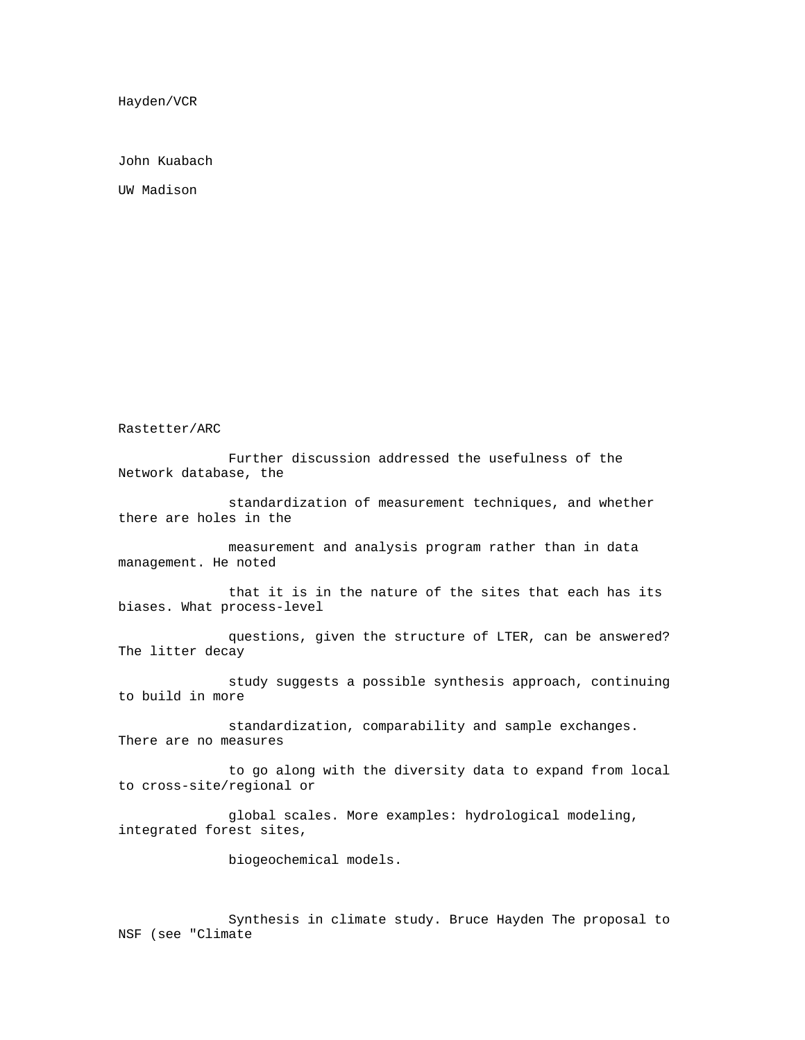Hayden/VCR

John Kuabach

UW Madison

Rastetter/ARC

Further discussion addressed the usefulness of the Network database, the standardization of measurement techniques, and whether there are holes in the measurement and analysis program rather than in data management. He noted that it is in the nature of the sites that each has its biases. What process-level questions, given the structure of LTER, can be answered? The litter decay study suggests a possible synthesis approach, continuing to build in more standardization, comparability and sample exchanges. There are no measures to go along with the diversity data to expand from local to cross-site/regional or global scales. More examples: hydrological modeling, integrated forest sites, biogeochemical models.

Synthesis in climate study. Bruce Hayden The proposal to NSF (see "Climate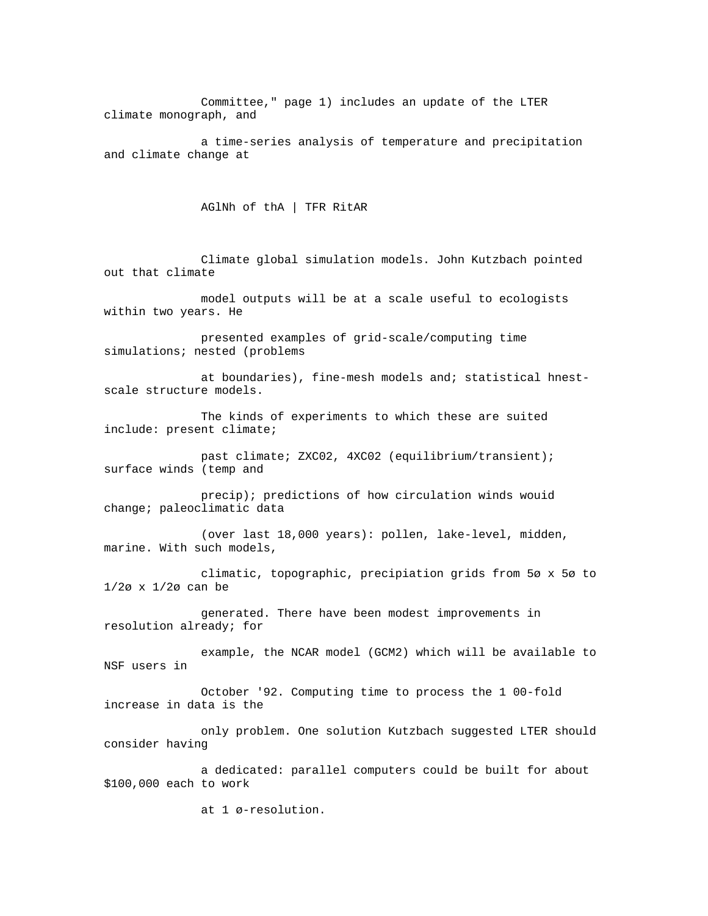Committee," page 1) includes an update of the LTER climate monograph, and a time-series analysis of temperature and precipitation and climate change at

AGlNh of thA | TFR RitAR

Climate global simulation models. John Kutzbach pointed out that climate model outputs will be at a scale useful to ecologists within two years. He presented examples of grid-scale/computing time simulations; nested (problems at boundaries), fine-mesh models and; statistical hnest-scale structure models.

The kinds of experiments to which these are suited include: present climate; past climate; ZXC02, 4XC02 (equilibrium/transient); surface winds (temp and precip); predictions of how circulation winds wouid change; paleoclimatic data (over last 18,000 years): pollen, lake-level, midden, marine. With such models, climatic, topographic, precipiation grids from 5ø x 5ø to 1/2ø x 1/2ø can be generated. There have been modest improvements in resolution already; for example, the NCAR model (GCM2) which will be available to NSF users in October '92. Computing time to process the 1 00-fold increase in data is the only problem. One solution Kutzbach suggested LTER should consider having a dedicated: parallel computers could be built for about $100,000 each to work at 1 ø-resolution.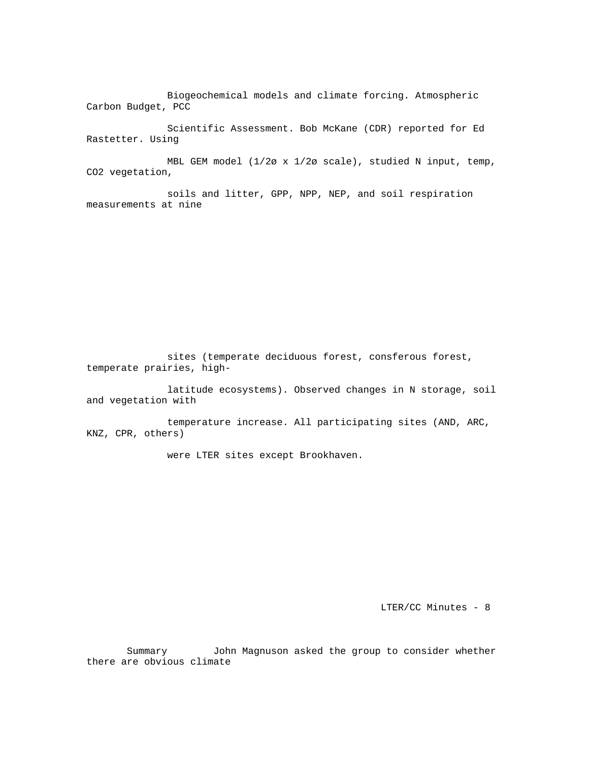Biogeochemical models and climate forcing. Atmospheric Carbon Budget, PCC Scientific Assessment. Bob McKane (CDR) reported for Ed Rastetter. Using MBL GEM model (1/2ø x 1/2ø scale), studied N input, temp, $CO_2$ vegetation, soils and litter, GPP, NPP, NEP, and soil respiration measurements at nine

sites (temperate deciduous forest, consferous forest, temperate prairies, high-latitude ecosystems). Observed changes in N storage, soil and vegetation with temperature increase. All participating sites (AND, ARC, KNZ, CPR, others) were LTER sites except Brookhaven.

Summary John Magnuson asked the group to consider whether there are obvious climate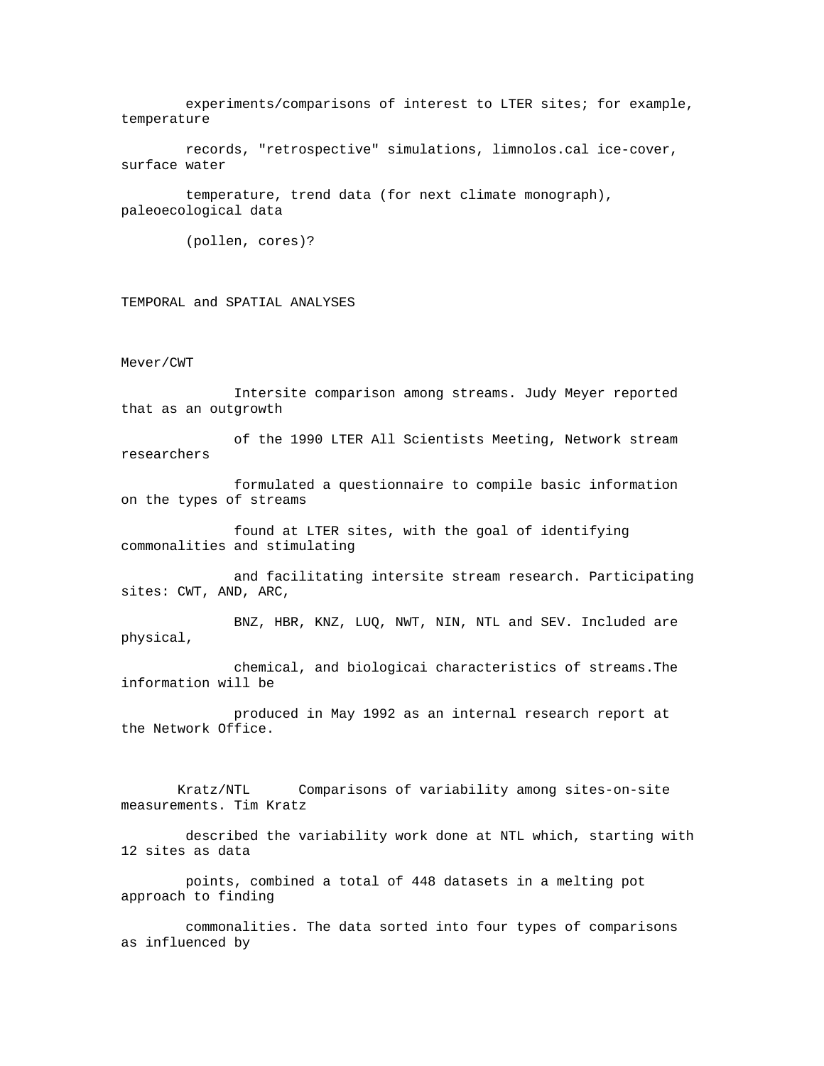experiments/comparisons of interest to LTER sites; for example, temperature records, "retrospective" simulations, limnolos.cal ice-cover, surface water temperature, trend data (for next climate monograph), paleoecological data (pollen, cores)?

TEMPORAL and SPATIAL ANALYSES

Mever/CWT

Intersite comparison among streams. Judy Meyer reported that as an outgrowth of the 1990 LTER All Scientists Meeting, Network stream researchers formulated a questionnaire to compile basic information on the types of streams found at LTER sites, with the goal of identifying commonalities and stimulating and facilitating intersite stream research. Participating sites: CWT, AND, ARC, BNZ, HBR, KNZ, LUQ, NWT, NIN, NTL and SEV. Included are physical, chemical, and biologicai characteristics of streams.The information will be produced in May 1992 as an internal research report at the Network Office.

Kratz/NTL Comparisons of variability among sites-on-site measurements. Tim Kratz described the variability work done at NTL which, starting with 12 sites as data points, combined a total of 448 datasets in a melting pot approach to finding commonalities. The data sorted into four types of comparisons as influenced by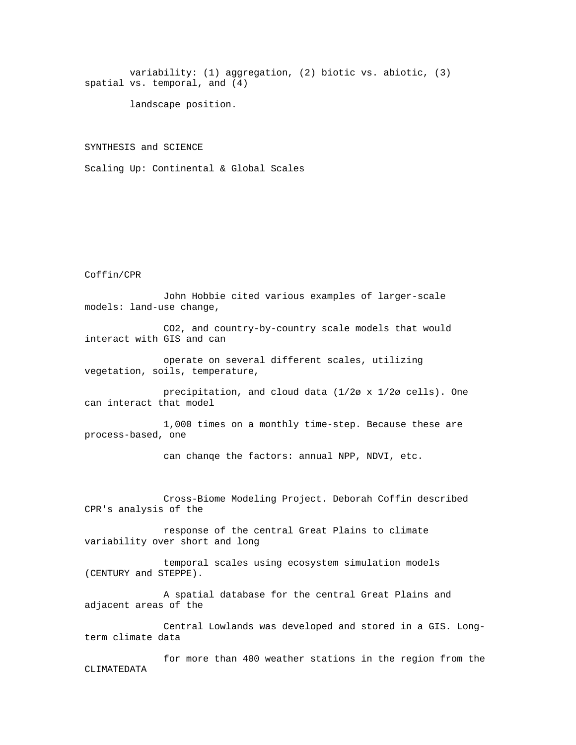variability: (1) aggregation, (2) biotic vs. abiotic, (3) spatial vs. temporal, and (4) landscape position.

SYNTHESIS and SCIENCE

Scaling Up: Continental & Global Scales

Coffin/CPR

John Hobbie cited various examples of larger-scale models: land-use change, $CO_2$, and country-by-country scale models that would interact with GIS and can operate on several different scales, utilizing vegetation, soils, temperature, precipitation, and cloud data (1/2ø x 1/2ø cells). One can interact that model 1,000 times on a monthly time-step. Because these are process-based, one can chanqe the factors: annual NPP, NDVI, etc.

Cross-Biome Modeling Project. Deborah Coffin described CPR's analysis of the response of the central Great Plains to climate variability over short and long temporal scales using ecosystem simulation models (CENTURY and STEPPE). A spatial database for the central Great Plains and adjacent areas of the Central Lowlands was developed and stored in a GIS. Long-term climate data for more than 400 weather stations in the region from the CLIMATEDATA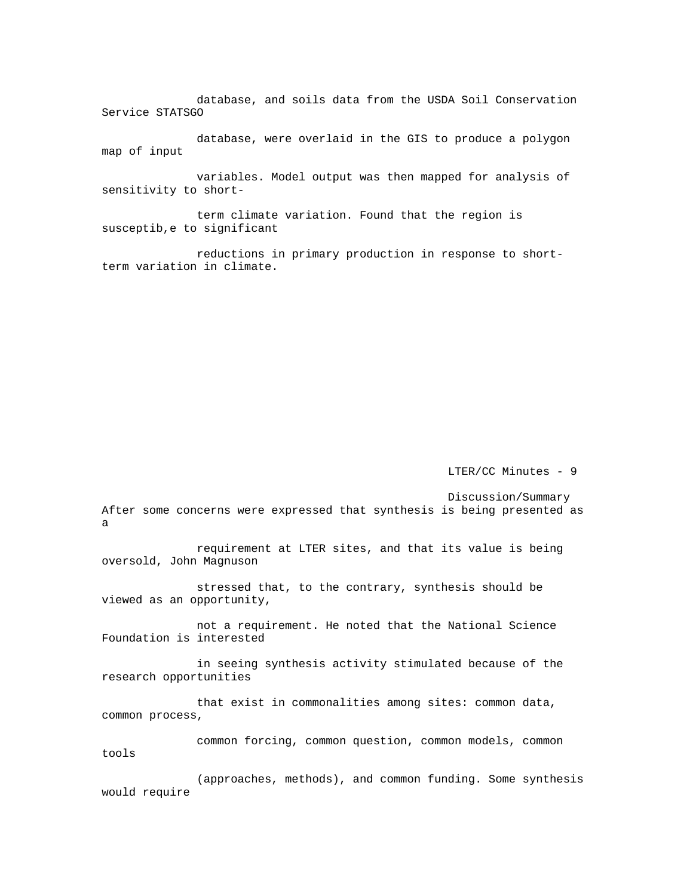database, and soils data from the USDA Soil Conservation Service STATSGO database, were overlaid in the GIS to produce a polygon map of input variables. Model output was then mapped for analysis of sensitivity to short-term climate variation. Found that the region is susceptib,e to significant reductions in primary production in response to short-term variation in climate.

## Discussion/Summary

After some concerns were expressed that synthesis is being presented as a requirement at LTER sites, and that its value is being oversold, John Magnuson stressed that, to the contrary, synthesis should be viewed as an opportunity, not a requirement. He noted that the National Science Foundation is interested in seeing synthesis activity stimulated because of the research opportunities that exist in commonalities among sites: common data, common process, common forcing, common question, common models, common tools (approaches, methods), and common funding. Some synthesis would require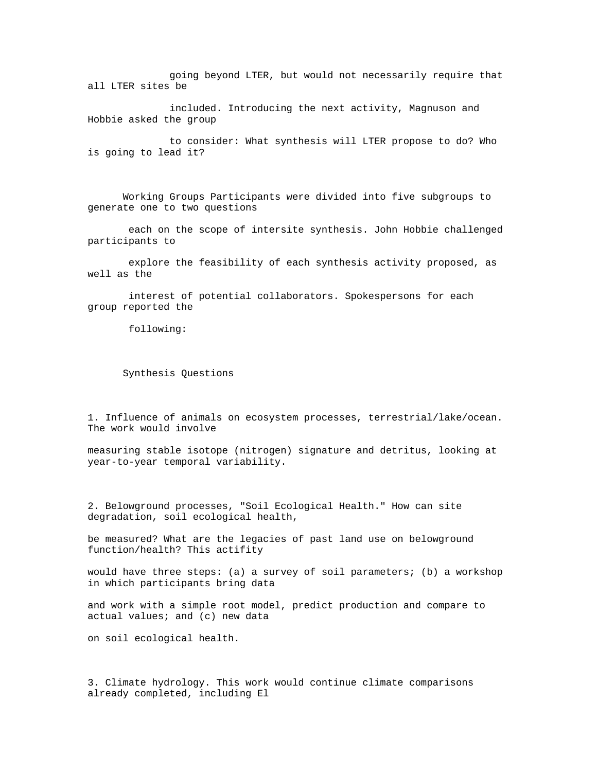going beyond LTER, but would not necessarily require that all LTER sites be included. Introducing the next activity, Magnuson and Hobbie asked the group to consider: What synthesis will LTER propose to do? Who is going to lead it?

Working Groups Participants were divided into five subgroups to generate one to two questions each on the scope of intersite synthesis. John Hobbie challenged participants to explore the feasibility of each synthesis activity proposed, as well as the interest of potential collaborators. Spokespersons for each group reported the following:

Synthesis Questions

1. Influence of animals on ecosystem processes, terrestrial/lake/ocean. The work would involve measuring stable isotope (nitrogen) signature and detritus, looking at year-to-year temporal variability.

2. Belowground processes, "Soil Ecological Health." How can site degradation, soil ecological health, be measured? What are the legacies of past land use on belowground function/health? This actifity would have three steps: (a) a survey of soil parameters; (b) a workshop in which participants bring data and work with a simple root model, predict production and compare to actual values; and (c) new data on soil ecological health.

3. Climate hydrology. This work would continue climate comparisons already completed, including El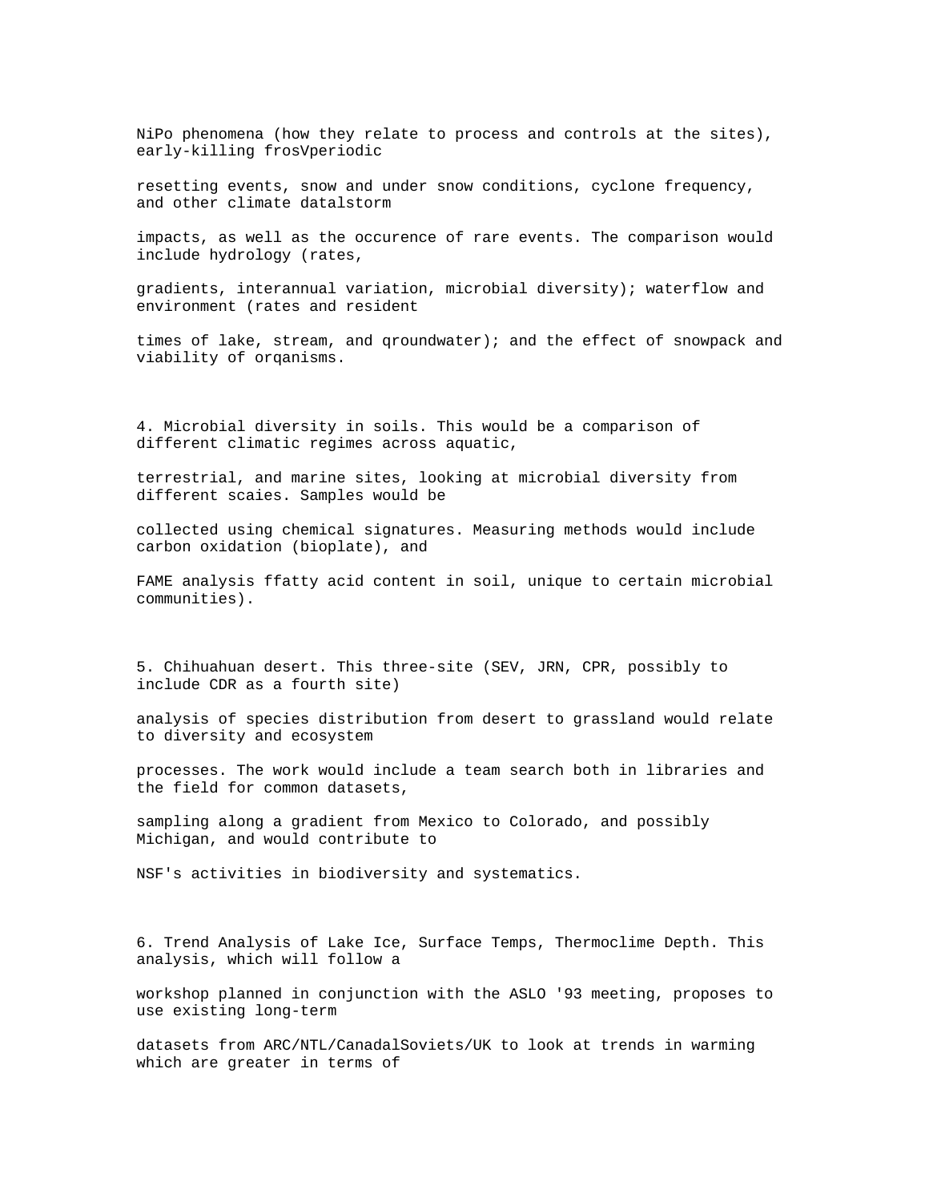NiPo phenomena (how they relate to process and controls at the sites), early-killing frosVperiodic resetting events, snow and under snow conditions, cyclone frequency, and other climate datalstorm impacts, as well as the occurence of rare events. The comparison would include hydrology (rates, gradients, interannual variation, microbial diversity); waterflow and environment (rates and resident times of lake, stream, and qroundwater); and the effect of snowpack and viability of orqanisms.

4. Microbial diversity in soils. This would be a comparison of different climatic regimes across aquatic, terrestrial, and marine sites, looking at microbial diversity from different scaies. Samples would be collected using chemical signatures. Measuring methods would include carbon oxidation (bioplate), and FAME analysis ffatty acid content in soil, unique to certain microbial communities).

5. Chihuahuan desert. This three-site (SEV, JRN, CPR, possibly to include CDR as a fourth site) analysis of species distribution from desert to grassland would relate to diversity and ecosystem processes. The work would include a team search both in libraries and the field for common datasets, sampling along a gradient from Mexico to Colorado, and possibly Michigan, and would contribute to NSF's activities in biodiversity and systematics.

6. Trend Analysis of Lake Ice, Surface Temps, Thermoclime Depth. This analysis, which will follow a workshop planned in conjunction with the ASLO '93 meeting, proposes to use existing long-term datasets from ARC/NTL/CanadalSoviets/UK to look at trends in warming which are greater in terms of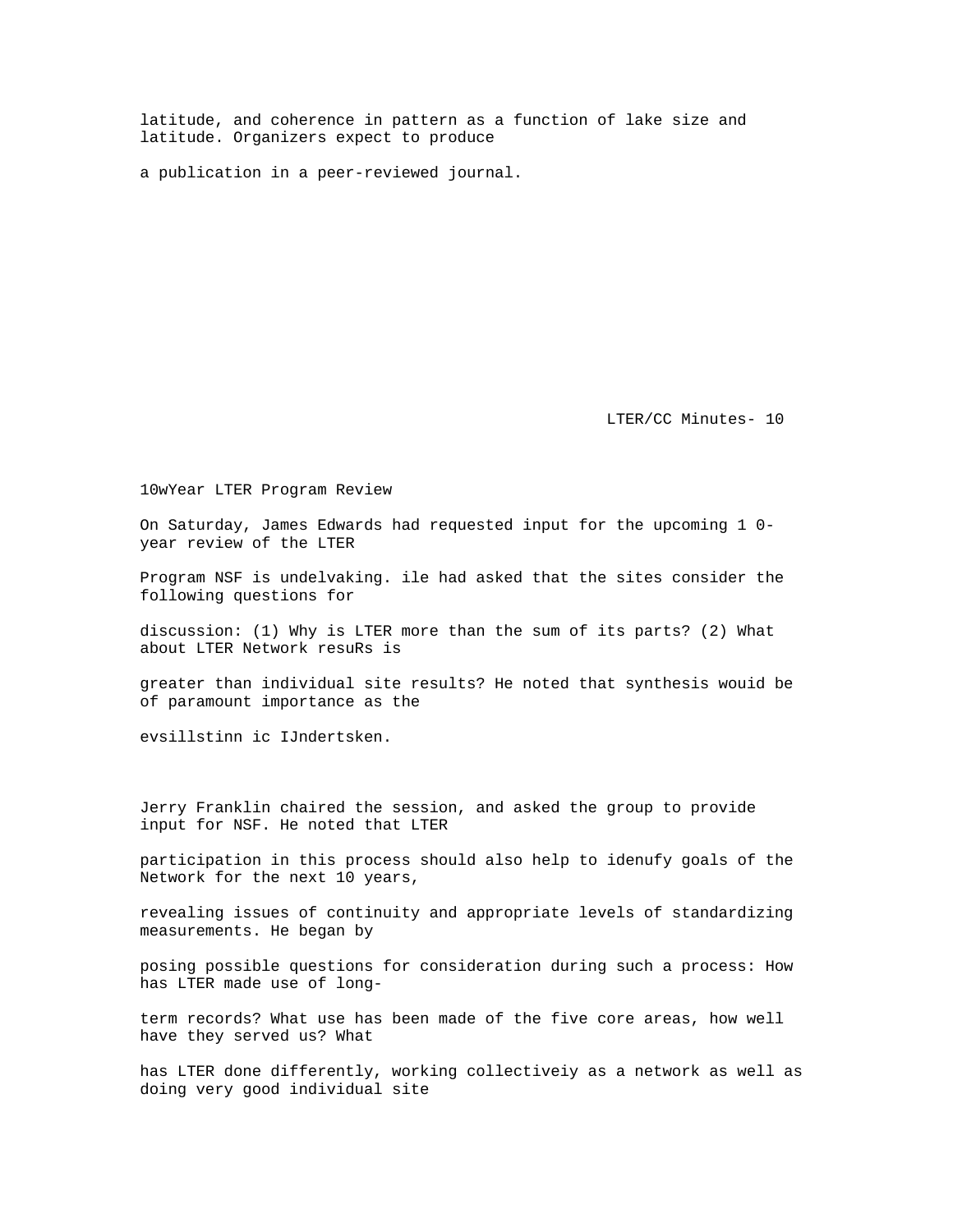latitude, and coherence in pattern as a function of lake size and latitude. Organizers expect to produce a publication in a peer-reviewed journal.

LTER/CC Minutes- 10

## 10wYear LTER Program Review

On Saturday, James Edwards had requested input for the upcoming 1 0-year review of the LTER Program NSF is undelvaking. ile had asked that the sites consider the following questions for discussion: (1) Why is LTER more than the sum of its parts? (2) What about LTER Network resuRs is greater than individual site results? He noted that synthesis wouid be of paramount importance as the evsillstinn ic IJndertsken.

Jerry Franklin chaired the session, and asked the group to provide input for NSF. He noted that LTER participation in this process should also help to idenufy goals of the Network for the next 10 years, revealing issues of continuity and appropriate levels of standardizing measurements. He began by posing possible questions for consideration during such a process: How has LTER made use of long-term records? What use has been made of the five core areas, how well have they served us? What has LTER done differently, working collectiveiy as a network as well as doing very good individual site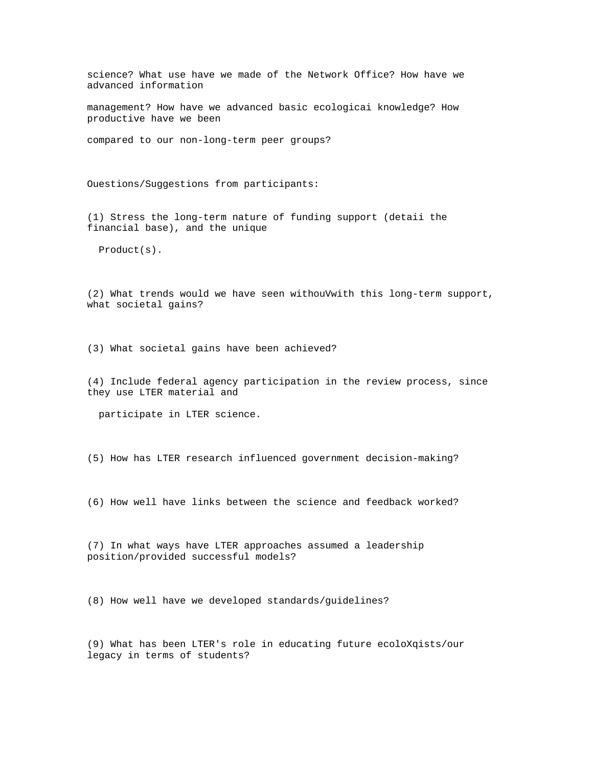science? What use have we made of the Network Office? How have we advanced information management? How have we advanced basic ecologicai knowledge? How productive have we been compared to our non-long-term peer groups?

Ouestions/Suggestions from participants:

(1) Stress the long-term nature of funding support (detaii the financial base), and the unique Product(s).

(2) What trends would we have seen withouVwith this long-term support, what societal gains?

(3) What societal gains have been achieved?

(4) Include federal agency participation in the review process, since they use LTER material and participate in LTER science.

(5) How has LTER research influenced government decision-making?

(6) How well have links between the science and feedback worked?

(7) In what ways have LTER approaches assumed a leadership position/provided successful models?

(8) How well have we developed standards/guidelines?

(9) What has been LTER's role in educating future ecoloXqists/our legacy in terms of students?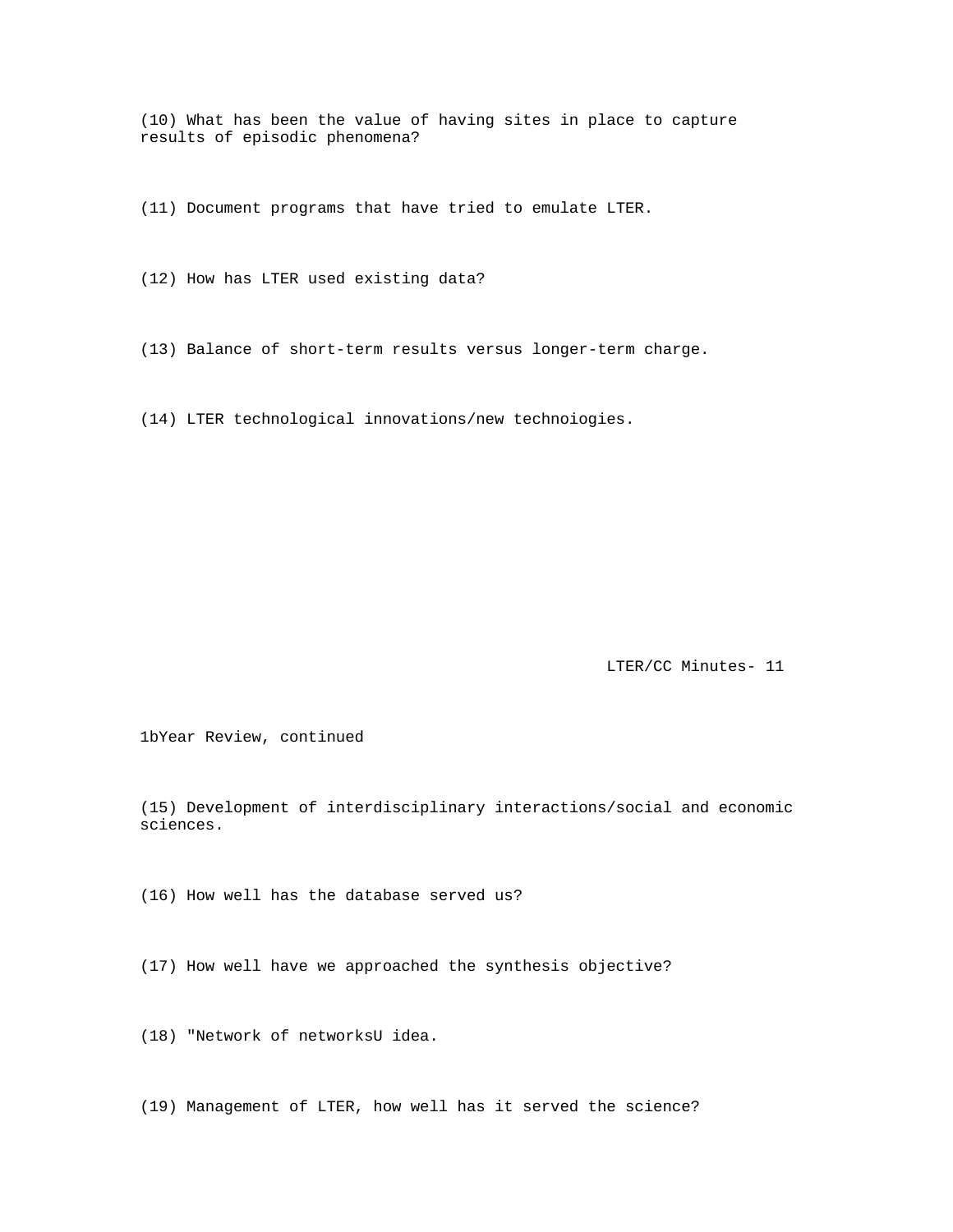(10) What has been the value of having sites in place to capture results of episodic phenomena?

(11) Document programs that have tried to emulate LTER.

(12) How has LTER used existing data?

(13) Balance of short-term results versus longer-term charge.

(14) LTER technological innovations/new technoiogies.

1bYear Review, continued

(15) Development of interdisciplinary interactions/social and economic sciences.

(16) How well has the database served us?

(17) How well have we approached the synthesis objective?

(18) "Network of networksU idea.

(19) Management of LTER, how well has it served the science?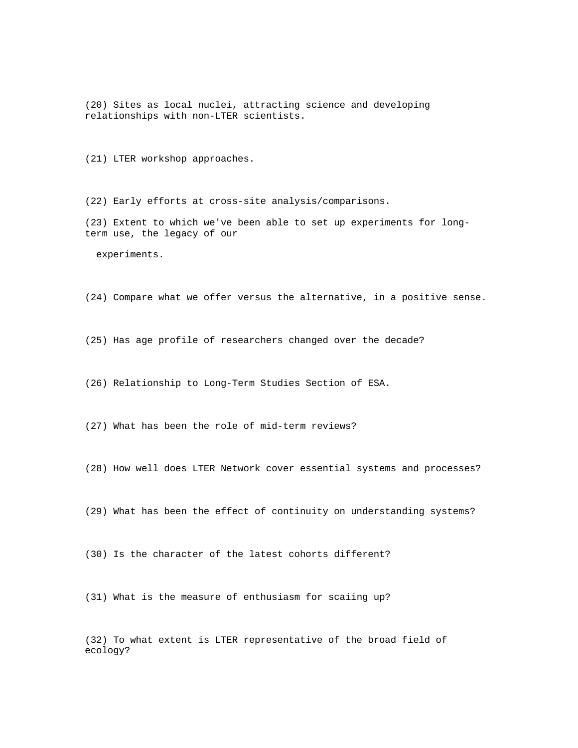(20) Sites as local nuclei, attracting science and developing relationships with non-LTER scientists.

(21) LTER workshop approaches.

(22) Early efforts at cross-site analysis/comparisons.

(23) Extent to which we've been able to set up experiments for long-term use, the legacy of our experiments.

(24) Compare what we offer versus the alternative, in a positive sense.

(25) Has age profile of researchers changed over the decade?

(26) Relationship to Long-Term Studies Section of ESA.

(27) What has been the role of mid-term reviews?

(28) How well does LTER Network cover essential systems and processes?

(29) What has been the effect of continuity on understanding systems?

(30) Is the character of the latest cohorts different?

(31) What is the measure of enthusiasm for scaiing up?

(32) To what extent is LTER representative of the broad field of ecology?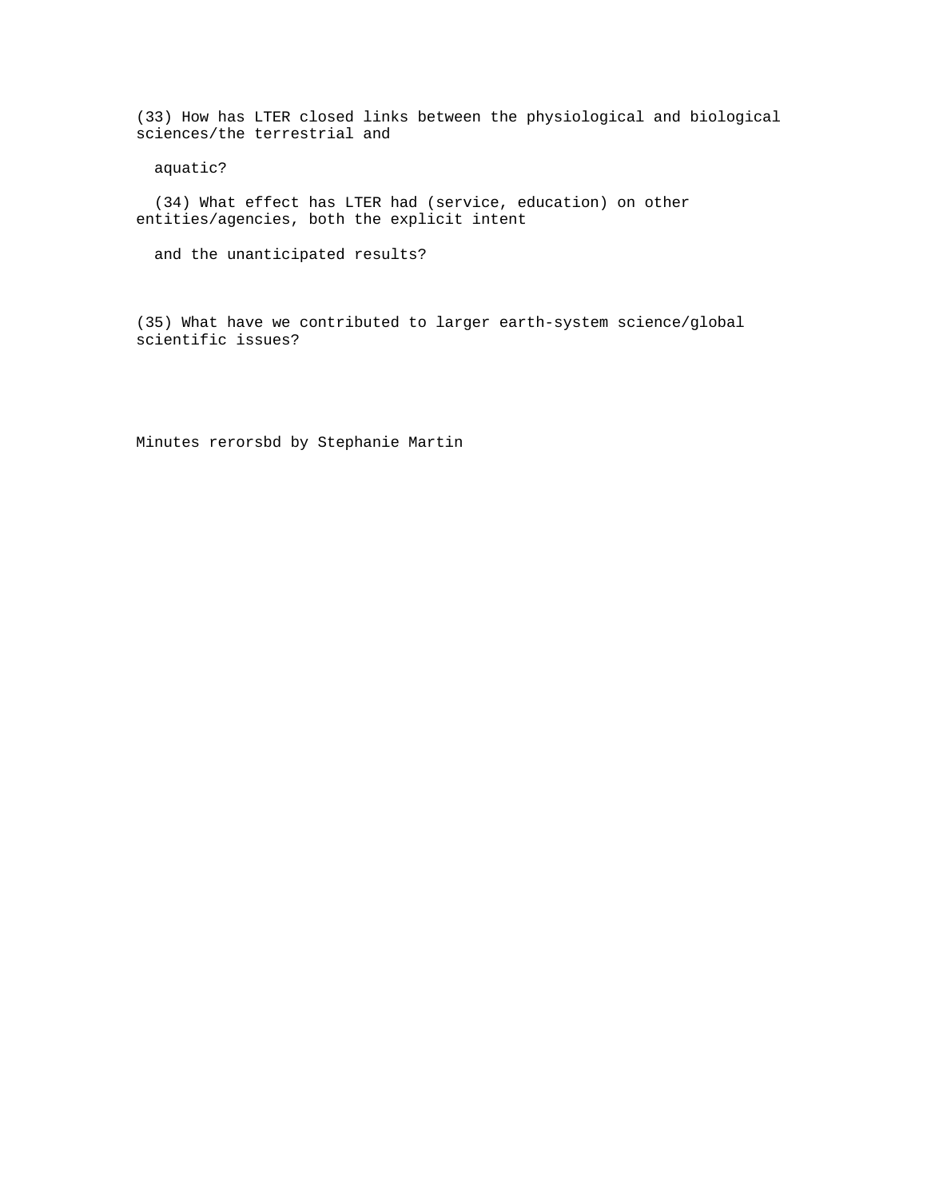(33) How has LTER closed links between the physiological and biological sciences/the terrestrial and aquatic?

(34) What effect has LTER had (service, education) on other entities/agencies, both the explicit intent and the unanticipated results?

(35) What have we contributed to larger earth-system science/global scientific issues?

Minutes rerorsbd by Stephanie Martin